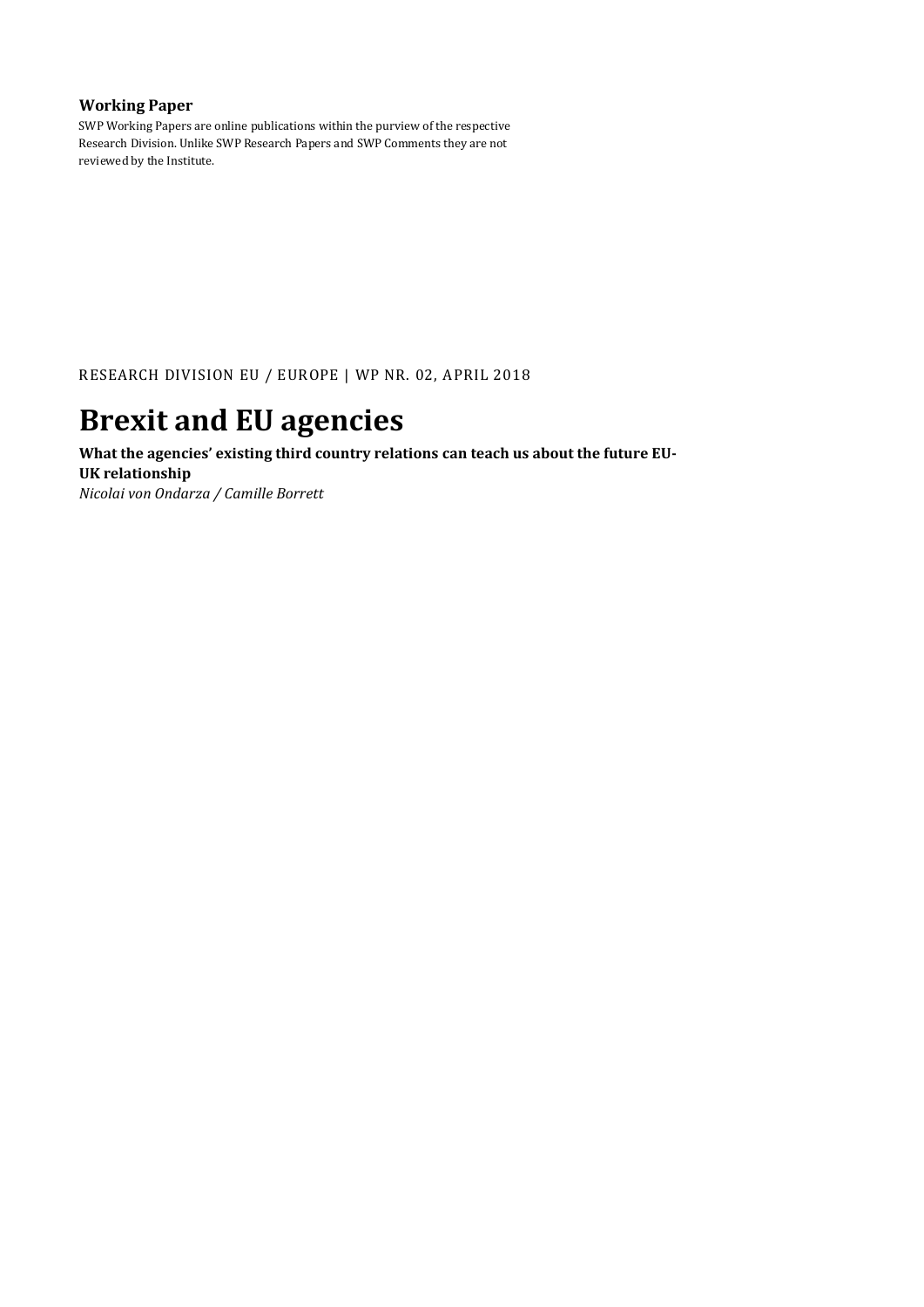**Working Paper**

SWP Working Papers are online publications within the purview of the respective Research Division. Unlike SWP Research Papers and SWP Comments they are not reviewed by the Institute.

RESEARCH DIVISION EU / EUROPE | WP NR. 02, APRIL 2018

# Brexit and EU agencies

**What the agencies' existing third country relations can teach us about the future EU-UK relationship**

*Nicolai von Ondarza / Camille Borrett*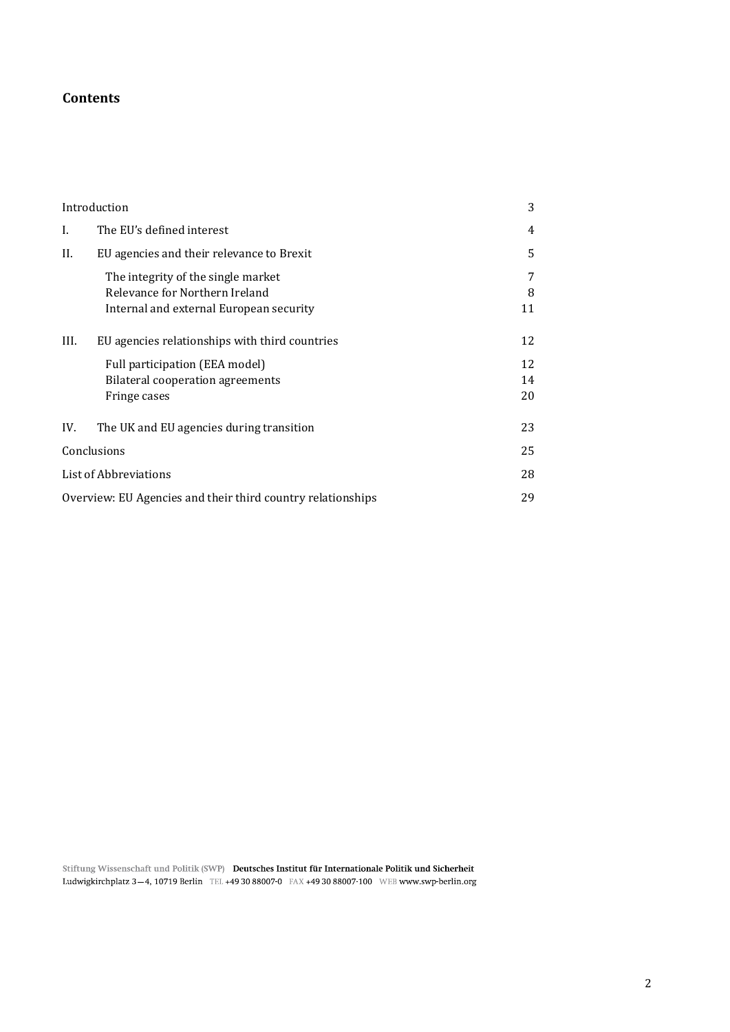## Contents

| | | |
|---|---|---|
| Introduction | | 3 |
| I. | The EU's defined interest | 4 |
| II. | EU agencies and their relevance to Brexit | 5 |
| | The integrity of the single market | 7 |
| | Relevance for Northern Ireland | 8 |
| | Internal and external European security | 11 |
| III. | EU agencies relationships with third countries | 12 |
| | Full participation (EEA model) | 12 |
| | Bilateral cooperation agreements | 14 |
| | Fringe cases | 20 |
| IV. | The UK and EU agencies during transition | 23 |
| Conclusions | | 25 |
| List of Abbreviations | | 28 |
| Overview: EU Agencies and their third country relationships | | 29 |

Stiftung Wissenschaft und Politik (SWP) **Deutsches Institut für Internationale Politik und Sicherheit**
Ludwigkirchplatz 3—4, 10719 Berlin TEL +49 30 88007-0 FAX +49 30 88007-100 WEB www.swp-berlin.org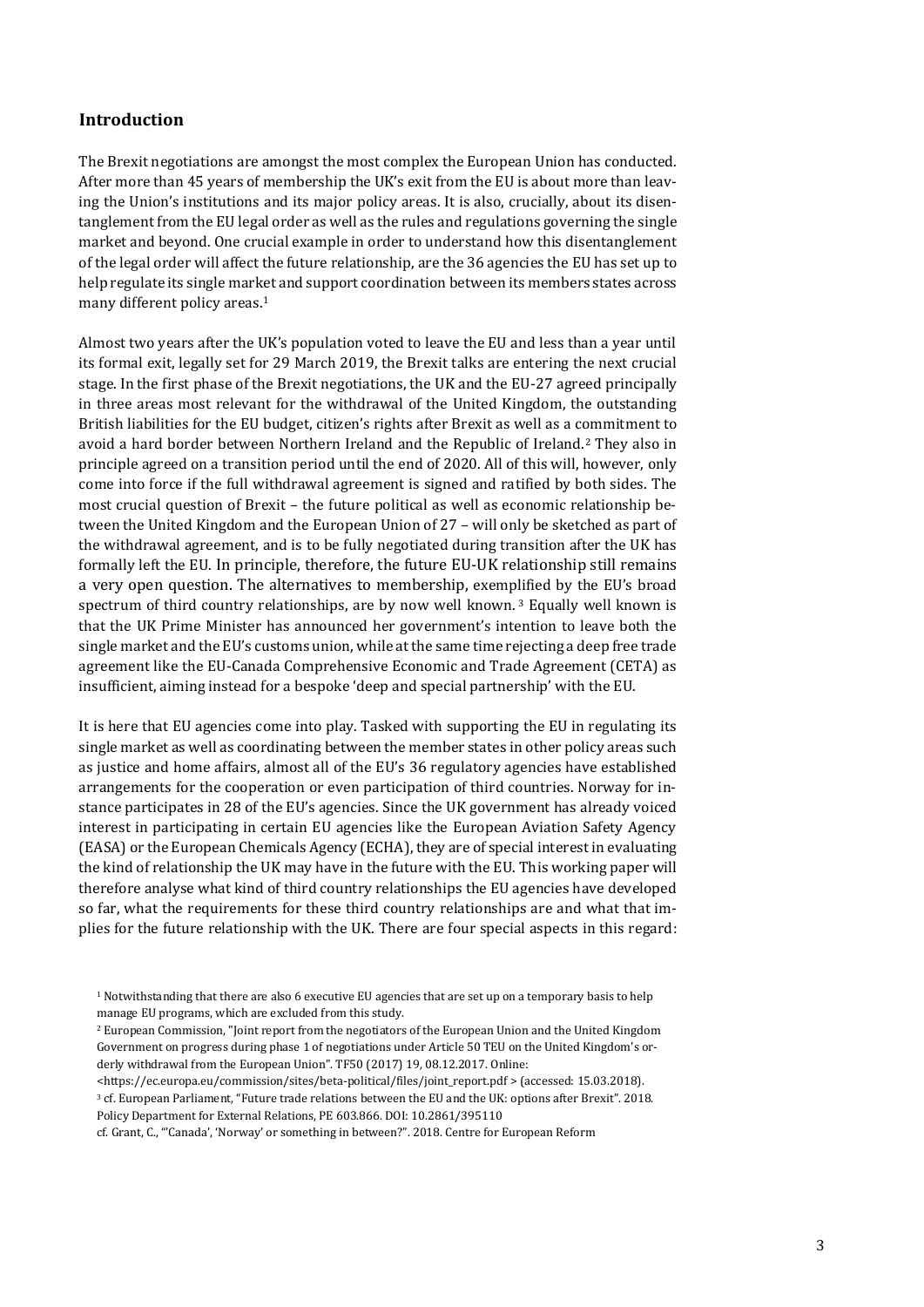## Introduction

The Brexit negotiations are amongst the most complex the European Union has conducted. After more than 45 years of membership the UK's exit from the EU is about more than leaving the Union's institutions and its major policy areas. It is also, crucially, about its disentanglement from the EU legal order as well as the rules and regulations governing the single market and beyond. One crucial example in order to understand how this disentanglement of the legal order will affect the future relationship, are the 36 agencies the EU has set up to help regulate its single market and support coordination between its members states across many different policy areas.[1]

Almost two years after the UK's population voted to leave the EU and less than a year until its formal exit, legally set for 29 March 2019, the Brexit talks are entering the next crucial stage. In the first phase of the Brexit negotiations, the UK and the EU-27 agreed principally in three areas most relevant for the withdrawal of the United Kingdom, the outstanding British liabilities for the EU budget, citizen's rights after Brexit as well as a commitment to avoid a hard border between Northern Ireland and the Republic of Ireland.[2] They also in principle agreed on a transition period until the end of 2020. All of this will, however, only come into force if the full withdrawal agreement is signed and ratified by both sides. The most crucial question of Brexit – the future political as well as economic relationship between the United Kingdom and the European Union of 27 – will only be sketched as part of the withdrawal agreement, and is to be fully negotiated during transition after the UK has formally left the EU. In principle, therefore, the future EU-UK relationship still remains a very open question. The alternatives to membership, exemplified by the EU's broad spectrum of third country relationships, are by now well known.[3] Equally well known is that the UK Prime Minister has announced her government's intention to leave both the single market and the EU's customs union, while at the same time rejecting a deep free trade agreement like the EU-Canada Comprehensive Economic and Trade Agreement (CETA) as insufficient, aiming instead for a bespoke 'deep and special partnership' with the EU.

It is here that EU agencies come into play. Tasked with supporting the EU in regulating its single market as well as coordinating between the member states in other policy areas such as justice and home affairs, almost all of the EU's 36 regulatory agencies have established arrangements for the cooperation or even participation of third countries. Norway for instance participates in 28 of the EU's agencies. Since the UK government has already voiced interest in participating in certain EU agencies like the European Aviation Safety Agency (EASA) or the European Chemicals Agency (ECHA), they are of special interest in evaluating the kind of relationship the UK may have in the future with the EU. This working paper will therefore analyse what kind of third country relationships the EU agencies have developed so far, what the requirements for these third country relationships are and what that implies for the future relationship with the UK. There are four special aspects in this regard:

[1] Notwithstanding that there are also 6 executive EU agencies that are set up on a temporary basis to help manage EU programs, which are excluded from this study.

[2] European Commission, "Joint report from the negotiators of the European Union and the United Kingdom Government on progress during phase 1 of negotiations under Article 50 TEU on the United Kingdom's orderly withdrawal from the European Union". TF50 (2017) 19, 08.12.2017. Online: <https://ec.europa.eu/commission/sites/beta-political/files/joint_report.pdf > (accessed: 15.03.2018).

[3] cf. European Parliament, "Future trade relations between the EU and the UK: options after Brexit". 2018. Policy Department for External Relations, PE 603.866. DOI: 10.2861/395110

cf. Grant, C., "'Canada', 'Norway' or something in between?". 2018. Centre for European Reform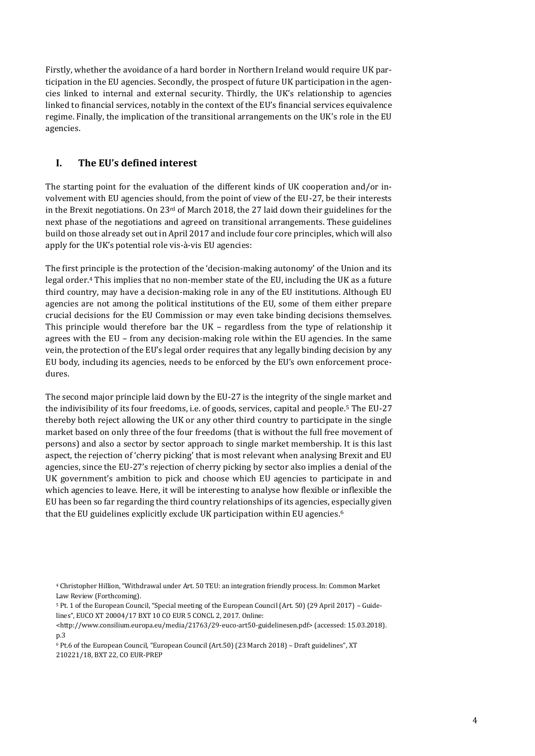Firstly, whether the avoidance of a hard border in Northern Ireland would require UK participation in the EU agencies. Secondly, the prospect of future UK participation in the agencies linked to internal and external security. Thirdly, the UK's relationship to agencies linked to financial services, notably in the context of the EU's financial services equivalence regime. Finally, the implication of the transitional arrangements on the UK's role in the EU agencies.

## I. The EU's defined interest

The starting point for the evaluation of the different kinds of UK cooperation and/or involvement with EU agencies should, from the point of view of the EU-27, be their interests in the Brexit negotiations. On 23rd of March 2018, the 27 laid down their guidelines for the next phase of the negotiations and agreed on transitional arrangements. These guidelines build on those already set out in April 2017 and include four core principles, which will also apply for the UK's potential role vis-à-vis EU agencies:

The first principle is the protection of the 'decision-making autonomy' of the Union and its legal order.[4] This implies that no non-member state of the EU, including the UK as a future third country, may have a decision-making role in any of the EU institutions. Although EU agencies are not among the political institutions of the EU, some of them either prepare crucial decisions for the EU Commission or may even take binding decisions themselves. This principle would therefore bar the UK – regardless from the type of relationship it agrees with the EU – from any decision-making role within the EU agencies. In the same vein, the protection of the EU's legal order requires that any legally binding decision by any EU body, including its agencies, needs to be enforced by the EU's own enforcement procedures.

The second major principle laid down by the EU-27 is the integrity of the single market and the indivisibility of its four freedoms, i.e. of goods, services, capital and people.[5] The EU-27 thereby both reject allowing the UK or any other third country to participate in the single market based on only three of the four freedoms (that is without the full free movement of persons) and also a sector by sector approach to single market membership. It is this last aspect, the rejection of 'cherry picking' that is most relevant when analysing Brexit and EU agencies, since the EU-27's rejection of cherry picking by sector also implies a denial of the UK government's ambition to pick and choose which EU agencies to participate in and which agencies to leave. Here, it will be interesting to analyse how flexible or inflexible the EU has been so far regarding the third country relationships of its agencies, especially given that the EU guidelines explicitly exclude UK participation within EU agencies.[6]

[4] Christopher Hillion, "Withdrawal under Art. 50 TEU: an integration friendly process. In: Common Market Law Review (Forthcoming).

[5] Pt. 1 of the European Council, "Special meeting of the European Council (Art. 50) (29 April 2017) – Guidelines", EUCO XT 20004/17 BXT 10 CO EUR 5 CONCL 2, 2017. Online: <http://www.consilium.europa.eu/media/21763/29-euco-art50-guidelinesen.pdf> (accessed: 15.03.2018). p.3

[6] Pt.6 of the European Council, "European Council (Art.50) (23 March 2018) – Draft guidelines", XT 210221/18, BXT 22, CO EUR-PREP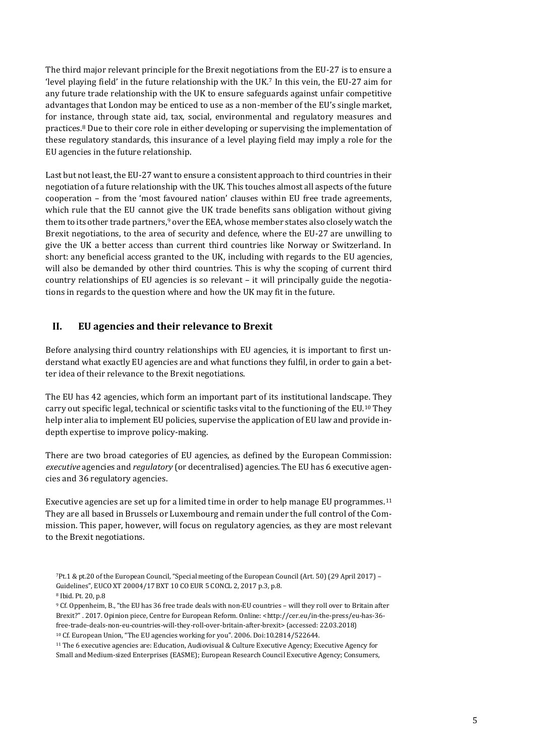The third major relevant principle for the Brexit negotiations from the EU-27 is to ensure a 'level playing field' in the future relationship with the UK.[7] In this vein, the EU-27 aim for any future trade relationship with the UK to ensure safeguards against unfair competitive advantages that London may be enticed to use as a non-member of the EU's single market, for instance, through state aid, tax, social, environmental and regulatory measures and practices.[8] Due to their core role in either developing or supervising the implementation of these regulatory standards, this insurance of a level playing field may imply a role for the EU agencies in the future relationship.

Last but not least, the EU-27 want to ensure a consistent approach to third countries in their negotiation of a future relationship with the UK. This touches almost all aspects of the future cooperation – from the 'most favoured nation' clauses within EU free trade agreements, which rule that the EU cannot give the UK trade benefits sans obligation without giving them to its other trade partners,[9] over the EEA, whose member states also closely watch the Brexit negotiations, to the area of security and defence, where the EU-27 are unwilling to give the UK a better access than current third countries like Norway or Switzerland. In short: any beneficial access granted to the UK, including with regards to the EU agencies, will also be demanded by other third countries. This is why the scoping of current third country relationships of EU agencies is so relevant – it will principally guide the negotiations in regards to the question where and how the UK may fit in the future.

## II. EU agencies and their relevance to Brexit

Before analysing third country relationships with EU agencies, it is important to first understand what exactly EU agencies are and what functions they fulfil, in order to gain a better idea of their relevance to the Brexit negotiations.

The EU has 42 agencies, which form an important part of its institutional landscape. They carry out specific legal, technical or scientific tasks vital to the functioning of the EU.[10] They help inter alia to implement EU policies, supervise the application of EU law and provide in-depth expertise to improve policy-making.

There are two broad categories of EU agencies, as defined by the European Commission: *executive* agencies and *regulatory* (or decentralised) agencies. The EU has 6 executive agencies and 36 regulatory agencies.

Executive agencies are set up for a limited time in order to help manage EU programmes.[11] They are all based in Brussels or Luxembourg and remain under the full control of the Commission. This paper, however, will focus on regulatory agencies, as they are most relevant to the Brexit negotiations.

---

[7] Pt.1 & pt.20 of the European Council, "Special meeting of the European Council (Art. 50) (29 April 2017) – Guidelines", EUCO XT 20004/17 BXT 10 CO EUR 5 CONCL 2, 2017 p.3, p.8.

[8] Ibid. Pt. 20, p.8

[9] Cf. Oppenheim, B., "the EU has 36 free trade deals with non-EU countries – will they roll over to Britain after Brexit?" . 2017. Opinion piece, Centre for European Reform. Online: <http://cer.eu/in-the-press/eu-has-36-free-trade-deals-non-eu-countries-will-they-roll-over-britain-after-brexit> (accessed: 22.03.2018)

[10] Cf. European Union, "The EU agencies working for you". 2006. Doi:10.2814/522644.

[11] The 6 executive agencies are: Education, Audiovisual & Culture Executive Agency; Executive Agency for Small and Medium-sized Enterprises (EASME); European Research Council Executive Agency; Consumers,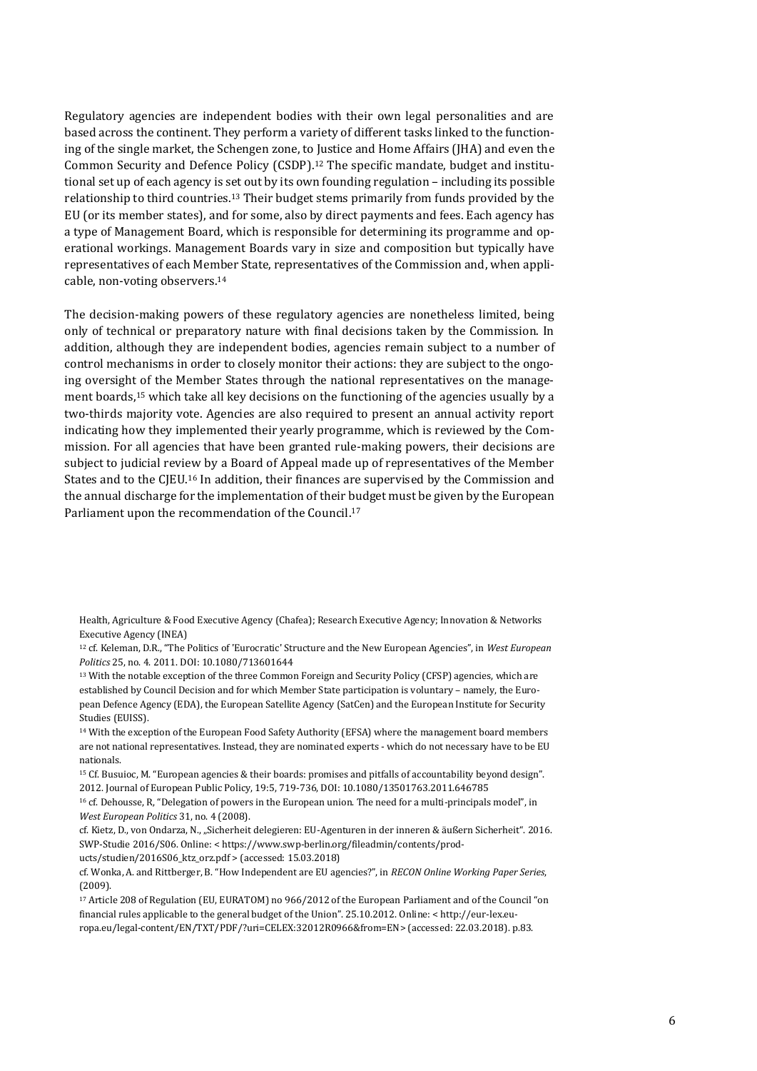Regulatory agencies are independent bodies with their own legal personalities and are based across the continent. They perform a variety of different tasks linked to the functioning of the single market, the Schengen zone, to Justice and Home Affairs (JHA) and even the Common Security and Defence Policy (CSDP).[12] The specific mandate, budget and institutional set up of each agency is set out by its own founding regulation – including its possible relationship to third countries.[13] Their budget stems primarily from funds provided by the EU (or its member states), and for some, also by direct payments and fees. Each agency has a type of Management Board, which is responsible for determining its programme and operational workings. Management Boards vary in size and composition but typically have representatives of each Member State, representatives of the Commission and, when applicable, non-voting observers.[14]

The decision-making powers of these regulatory agencies are nonetheless limited, being only of technical or preparatory nature with final decisions taken by the Commission. In addition, although they are independent bodies, agencies remain subject to a number of control mechanisms in order to closely monitor their actions: they are subject to the ongoing oversight of the Member States through the national representatives on the management boards,[15] which take all key decisions on the functioning of the agencies usually by a two-thirds majority vote. Agencies are also required to present an annual activity report indicating how they implemented their yearly programme, which is reviewed by the Commission. For all agencies that have been granted rule-making powers, their decisions are subject to judicial review by a Board of Appeal made up of representatives of the Member States and to the CJEU.[16] In addition, their finances are supervised by the Commission and the annual discharge for the implementation of their budget must be given by the European Parliament upon the recommendation of the Council.[17]

Health, Agriculture & Food Executive Agency (Chafea); Research Executive Agency; Innovation & Networks Executive Agency (INEA)

[12] cf. Keleman, D.R., "The Politics of 'Eurocratic' Structure and the New European Agencies", in *West European Politics* 25, no. 4. 2011. DOI: 10.1080/713601644

[13] With the notable exception of the three Common Foreign and Security Policy (CFSP) agencies, which are established by Council Decision and for which Member State participation is voluntary – namely, the European Defence Agency (EDA), the European Satellite Agency (SatCen) and the European Institute for Security Studies (EUISS).

[14] With the exception of the European Food Safety Authority (EFSA) where the management board members are not national representatives. Instead, they are nominated experts - which do not necessary have to be EU nationals.

[15] Cf. Busuioc, M. "European agencies & their boards: promises and pitfalls of accountability beyond design". 2012. Journal of European Public Policy, 19:5, 719-736, DOI: 10.1080/13501763.2011.646785

[16] cf. Dehousse, R, "Delegation of powers in the European union. The need for a multi-principals model", in *West European Politics* 31, no. 4 (2008).

cf. Kietz, D., von Ondarza, N., „Sicherheit delegieren: EU-Agenturen in der inneren & äußern Sicherheit". 2016. SWP-Studie 2016/S06. Online: < https://www.swp-berlin.org/fileadmin/contents/products/studien/2016S06_ktz_orz.pdf > (accessed: 15.03.2018)

cf. Wonka, A. and Rittberger, B. "How Independent are EU agencies?", in *RECON Online Working Paper Series*, (2009).

[17] Article 208 of Regulation (EU, EURATOM) no 966/2012 of the European Parliament and of the Council "on financial rules applicable to the general budget of the Union". 25.10.2012. Online: < http://eur-lex.europa.eu/legal-content/EN/TXT/PDF/?uri=CELEX:32012R0966&from=EN > (accessed: 22.03.2018). p.83.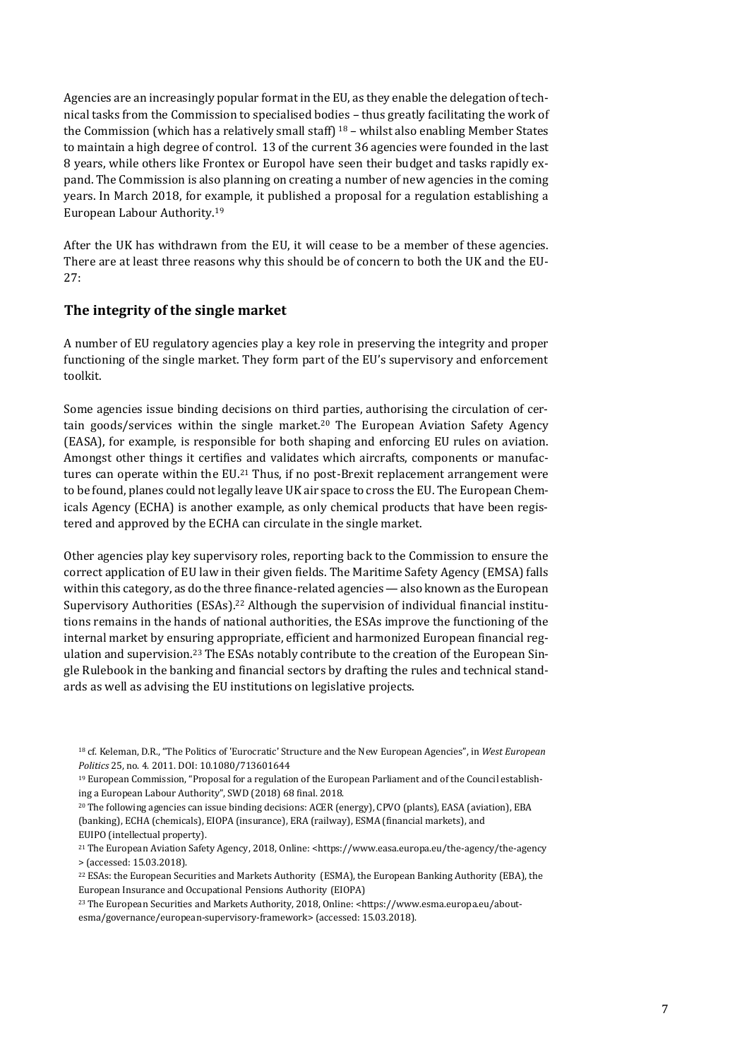Agencies are an increasingly popular format in the EU, as they enable the delegation of technical tasks from the Commission to specialised bodies – thus greatly facilitating the work of the Commission (which has a relatively small staff) [18] – whilst also enabling Member States to maintain a high degree of control. 13 of the current 36 agencies were founded in the last 8 years, while others like Frontex or Europol have seen their budget and tasks rapidly expand. The Commission is also planning on creating a number of new agencies in the coming years. In March 2018, for example, it published a proposal for a regulation establishing a European Labour Authority.[19]

After the UK has withdrawn from the EU, it will cease to be a member of these agencies. There are at least three reasons why this should be of concern to both the UK and the EU-27:

### The integrity of the single market

A number of EU regulatory agencies play a key role in preserving the integrity and proper functioning of the single market. They form part of the EU's supervisory and enforcement toolkit.

Some agencies issue binding decisions on third parties, authorising the circulation of certain goods/services within the single market.[20] The European Aviation Safety Agency (EASA), for example, is responsible for both shaping and enforcing EU rules on aviation. Amongst other things it certifies and validates which aircrafts, components or manufactures can operate within the EU.[21] Thus, if no post-Brexit replacement arrangement were to be found, planes could not legally leave UK air space to cross the EU. The European Chemicals Agency (ECHA) is another example, as only chemical products that have been registered and approved by the ECHA can circulate in the single market.

Other agencies play key supervisory roles, reporting back to the Commission to ensure the correct application of EU law in their given fields. The Maritime Safety Agency (EMSA) falls within this category, as do the three finance-related agencies — also known as the European Supervisory Authorities (ESAs).[22] Although the supervision of individual financial institutions remains in the hands of national authorities, the ESAs improve the functioning of the internal market by ensuring appropriate, efficient and harmonized European financial regulation and supervision.[23] The ESAs notably contribute to the creation of the European Single Rulebook in the banking and financial sectors by drafting the rules and technical standards as well as advising the EU institutions on legislative projects.

[18] cf. Keleman, D.R., "The Politics of 'Eurocratic' Structure and the New European Agencies", in *West European Politics* 25, no. 4. 2011. DOI: 10.1080/713601644

[19] European Commission, "Proposal for a regulation of the European Parliament and of the Council establishing a European Labour Authority", SWD (2018) 68 final. 2018.

[20] The following agencies can issue binding decisions: ACER (energy), CPVO (plants), EASA (aviation), EBA (banking), ECHA (chemicals), EIOPA (insurance), ERA (railway), ESMA (financial markets), and EUIPO (intellectual property).

[21] The European Aviation Safety Agency, 2018, Online: <https://www.easa.europa.eu/the-agency/the-agency> (accessed: 15.03.2018).

[22] ESAs: the European Securities and Markets Authority (ESMA), the European Banking Authority (EBA), the European Insurance and Occupational Pensions Authority (EIOPA)

[23] The European Securities and Markets Authority, 2018, Online: <https://www.esma.europa.eu/about-esma/governance/european-supervisory-framework> (accessed: 15.03.2018).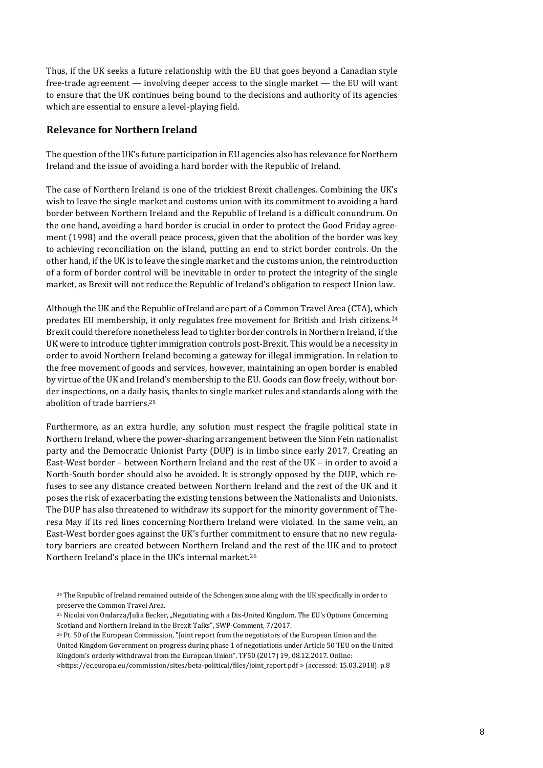Thus, if the UK seeks a future relationship with the EU that goes beyond a Canadian style free-trade agreement — involving deeper access to the single market — the EU will want to ensure that the UK continues being bound to the decisions and authority of its agencies which are essential to ensure a level-playing field.

## Relevance for Northern Ireland

The question of the UK's future participation in EU agencies also has relevance for Northern Ireland and the issue of avoiding a hard border with the Republic of Ireland.

The case of Northern Ireland is one of the trickiest Brexit challenges. Combining the UK's wish to leave the single market and customs union with its commitment to avoiding a hard border between Northern Ireland and the Republic of Ireland is a difficult conundrum. On the one hand, avoiding a hard border is crucial in order to protect the Good Friday agreement (1998) and the overall peace process, given that the abolition of the border was key to achieving reconciliation on the island, putting an end to strict border controls. On the other hand, if the UK is to leave the single market and the customs union, the reintroduction of a form of border control will be inevitable in order to protect the integrity of the single market, as Brexit will not reduce the Republic of Ireland's obligation to respect Union law.

Although the UK and the Republic of Ireland are part of a Common Travel Area (CTA), which predates EU membership, it only regulates free movement for British and Irish citizens.[24] Brexit could therefore nonetheless lead to tighter border controls in Northern Ireland, if the UK were to introduce tighter immigration controls post-Brexit. This would be a necessity in order to avoid Northern Ireland becoming a gateway for illegal immigration. In relation to the free movement of goods and services, however, maintaining an open border is enabled by virtue of the UK and Ireland's membership to the EU. Goods can flow freely, without border inspections, on a daily basis, thanks to single market rules and standards along with the abolition of trade barriers.[25]

Furthermore, as an extra hurdle, any solution must respect the fragile political state in Northern Ireland, where the power-sharing arrangement between the Sinn Fein nationalist party and the Democratic Unionist Party (DUP) is in limbo since early 2017. Creating an East-West border – between Northern Ireland and the rest of the UK – in order to avoid a North-South border should also be avoided. It is strongly opposed by the DUP, which refuses to see any distance created between Northern Ireland and the rest of the UK and it poses the risk of exacerbating the existing tensions between the Nationalists and Unionists. The DUP has also threatened to withdraw its support for the minority government of Theresa May if its red lines concerning Northern Ireland were violated. In the same vein, an East-West border goes against the UK's further commitment to ensure that no new regulatory barriers are created between Northern Ireland and the rest of the UK and to protect Northern Ireland's place in the UK's internal market.[26]

---

[24] The Republic of Ireland remained outside of the Schengen zone along with the UK specifically in order to preserve the Common Travel Area.

[25] Nicolai von Ondarza/Julia Becker, „Negotiating with a Dis-United Kingdom. The EU's Options Concerning Scotland and Northern Ireland in the Brexit Talks", SWP-Comment, 7/2017.

[26] Pt. 50 of the European Commission, "Joint report from the negotiators of the European Union and the United Kingdom Government on progress during phase 1 of negotiations under Article 50 TEU on the United Kingdom's orderly withdrawal from the European Union". TF50 (2017) 19, 08.12.2017. Online: <https://ec.europa.eu/commission/sites/beta-political/files/joint_report.pdf > (accessed: 15.03.2018). p.8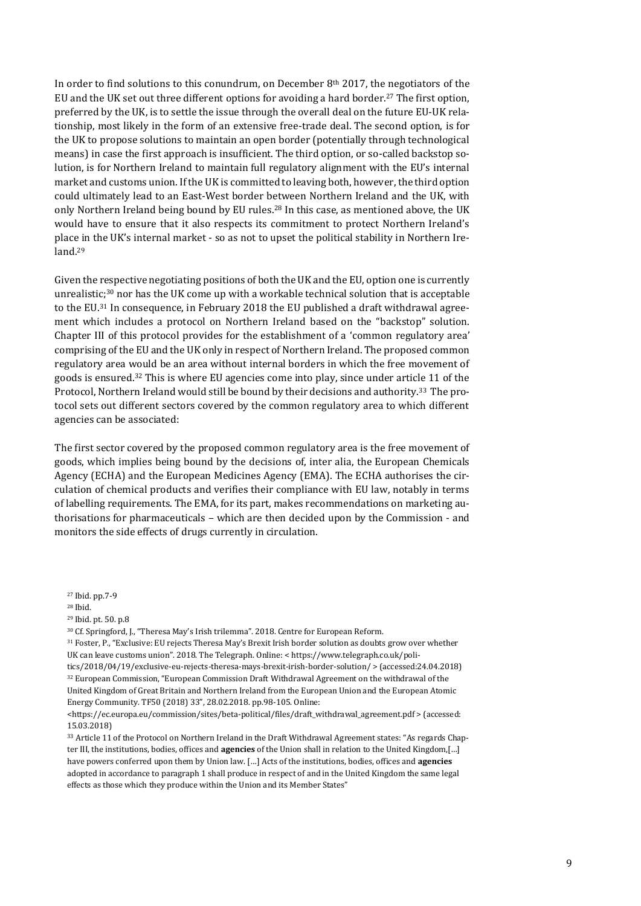In order to find solutions to this conundrum, on December 8th 2017, the negotiators of the EU and the UK set out three different options for avoiding a hard border.[27] The first option, preferred by the UK, is to settle the issue through the overall deal on the future EU-UK relationship, most likely in the form of an extensive free-trade deal. The second option, is for the UK to propose solutions to maintain an open border (potentially through technological means) in case the first approach is insufficient. The third option, or so-called backstop solution, is for Northern Ireland to maintain full regulatory alignment with the EU's internal market and customs union. If the UK is committed to leaving both, however, the third option could ultimately lead to an East-West border between Northern Ireland and the UK, with only Northern Ireland being bound by EU rules.[28] In this case, as mentioned above, the UK would have to ensure that it also respects its commitment to protect Northern Ireland's place in the UK's internal market - so as not to upset the political stability in Northern Ireland.[29]

Given the respective negotiating positions of both the UK and the EU, option one is currently unrealistic;[30] nor has the UK come up with a workable technical solution that is acceptable to the EU.[31] In consequence, in February 2018 the EU published a draft withdrawal agreement which includes a protocol on Northern Ireland based on the "backstop" solution. Chapter III of this protocol provides for the establishment of a 'common regulatory area' comprising of the EU and the UK only in respect of Northern Ireland. The proposed common regulatory area would be an area without internal borders in which the free movement of goods is ensured.[32] This is where EU agencies come into play, since under article 11 of the Protocol, Northern Ireland would still be bound by their decisions and authority.[33] The protocol sets out different sectors covered by the common regulatory area to which different agencies can be associated:

The first sector covered by the proposed common regulatory area is the free movement of goods, which implies being bound by the decisions of, inter alia, the European Chemicals Agency (ECHA) and the European Medicines Agency (EMA). The ECHA authorises the circulation of chemical products and verifies their compliance with EU law, notably in terms of labelling requirements. The EMA, for its part, makes recommendations on marketing authorisations for pharmaceuticals – which are then decided upon by the Commission - and monitors the side effects of drugs currently in circulation.

[27] Ibid. pp.7-9

[28] Ibid.

[29] Ibid. pt. 50. p.8

[30] Cf. Springford, J., "Theresa May's Irish trilemma". 2018. Centre for European Reform.

[31] Foster, P., "Exclusive: EU rejects Theresa May's Brexit Irish border solution as doubts grow over whether UK can leave customs union". 2018. The Telegraph. Online: < https://www.telegraph.co.uk/politics/2018/04/19/exclusive-eu-rejects-theresa-mays-brexit-irish-border-solution/ > (accessed:24.04.2018)

[32] European Commission, "European Commission Draft Withdrawal Agreement on the withdrawal of the United Kingdom of Great Britain and Northern Ireland from the European Union and the European Atomic Energy Community. TF50 (2018) 33", 28.02.2018. pp.98-105. Online: <https://ec.europa.eu/commission/sites/beta-political/files/draft_withdrawal_agreement.pdf > (accessed: 15.03.2018)

[33] Article 11 of the Protocol on Northern Ireland in the Draft Withdrawal Agreement states: "As regards Chapter III, the institutions, bodies, offices and **agencies** of the Union shall in relation to the United Kingdom,[…] have powers conferred upon them by Union law. […] Acts of the institutions, bodies, offices and **agencies** adopted in accordance to paragraph 1 shall produce in respect of and in the United Kingdom the same legal effects as those which they produce within the Union and its Member States"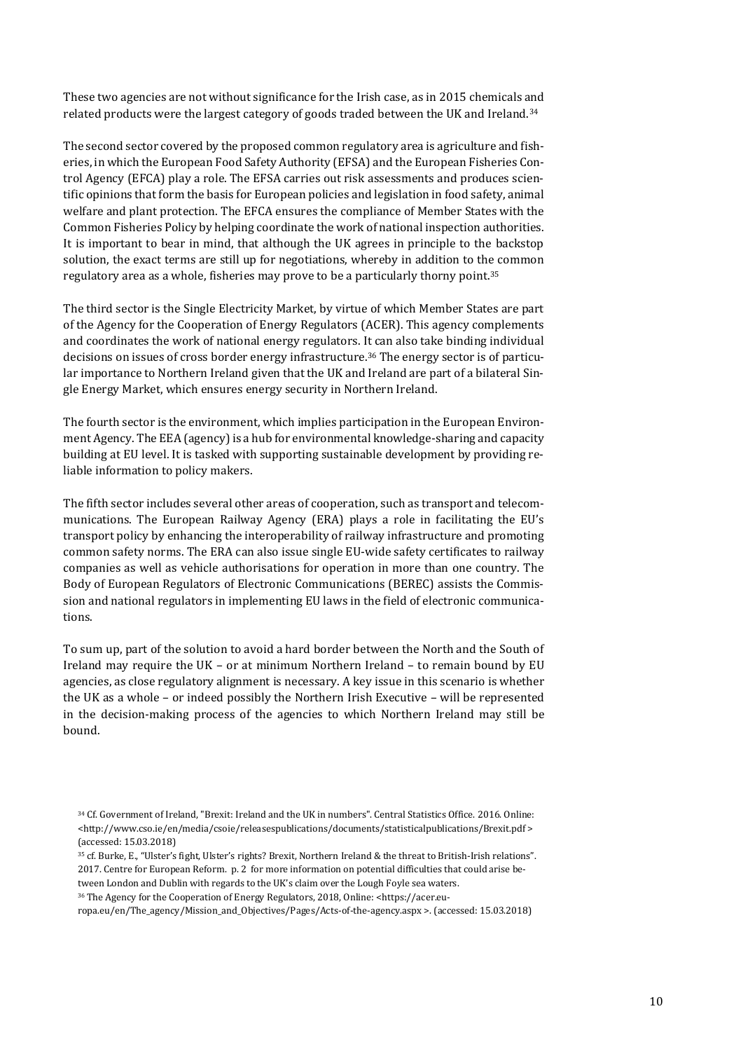These two agencies are not without significance for the Irish case, as in 2015 chemicals and related products were the largest category of goods traded between the UK and Ireland.[34]

The second sector covered by the proposed common regulatory area is agriculture and fisheries, in which the European Food Safety Authority (EFSA) and the European Fisheries Control Agency (EFCA) play a role. The EFSA carries out risk assessments and produces scientific opinions that form the basis for European policies and legislation in food safety, animal welfare and plant protection. The EFCA ensures the compliance of Member States with the Common Fisheries Policy by helping coordinate the work of national inspection authorities. It is important to bear in mind, that although the UK agrees in principle to the backstop solution, the exact terms are still up for negotiations, whereby in addition to the common regulatory area as a whole, fisheries may prove to be a particularly thorny point.[35]

The third sector is the Single Electricity Market, by virtue of which Member States are part of the Agency for the Cooperation of Energy Regulators (ACER). This agency complements and coordinates the work of national energy regulators. It can also take binding individual decisions on issues of cross border energy infrastructure.[36] The energy sector is of particular importance to Northern Ireland given that the UK and Ireland are part of a bilateral Single Energy Market, which ensures energy security in Northern Ireland.

The fourth sector is the environment, which implies participation in the European Environment Agency. The EEA (agency) is a hub for environmental knowledge-sharing and capacity building at EU level. It is tasked with supporting sustainable development by providing reliable information to policy makers.

The fifth sector includes several other areas of cooperation, such as transport and telecommunications. The European Railway Agency (ERA) plays a role in facilitating the EU's transport policy by enhancing the interoperability of railway infrastructure and promoting common safety norms. The ERA can also issue single EU-wide safety certificates to railway companies as well as vehicle authorisations for operation in more than one country. The Body of European Regulators of Electronic Communications (BEREC) assists the Commission and national regulators in implementing EU laws in the field of electronic communications.

To sum up, part of the solution to avoid a hard border between the North and the South of Ireland may require the UK – or at minimum Northern Ireland – to remain bound by EU agencies, as close regulatory alignment is necessary. A key issue in this scenario is whether the UK as a whole – or indeed possibly the Northern Irish Executive – will be represented in the decision-making process of the agencies to which Northern Ireland may still be bound.

[34] Cf. Government of Ireland, "Brexit: Ireland and the UK in numbers". Central Statistics Office. 2016. Online: <http://www.cso.ie/en/media/csoie/releasespublications/documents/statisticalpublications/Brexit.pdf > (accessed: 15.03.2018)

[35] cf. Burke, E., "Ulster's fight, Ulster's rights? Brexit, Northern Ireland & the threat to British-Irish relations". 2017. Centre for European Reform. p. 2 for more information on potential difficulties that could arise between London and Dublin with regards to the UK's claim over the Lough Foyle sea waters.

[36] The Agency for the Cooperation of Energy Regulators, 2018, Online: <https://acer.europa.eu/en/The_agency/Mission_and_Objectives/Pages/Acts-of-the-agency.aspx >. (accessed: 15.03.2018)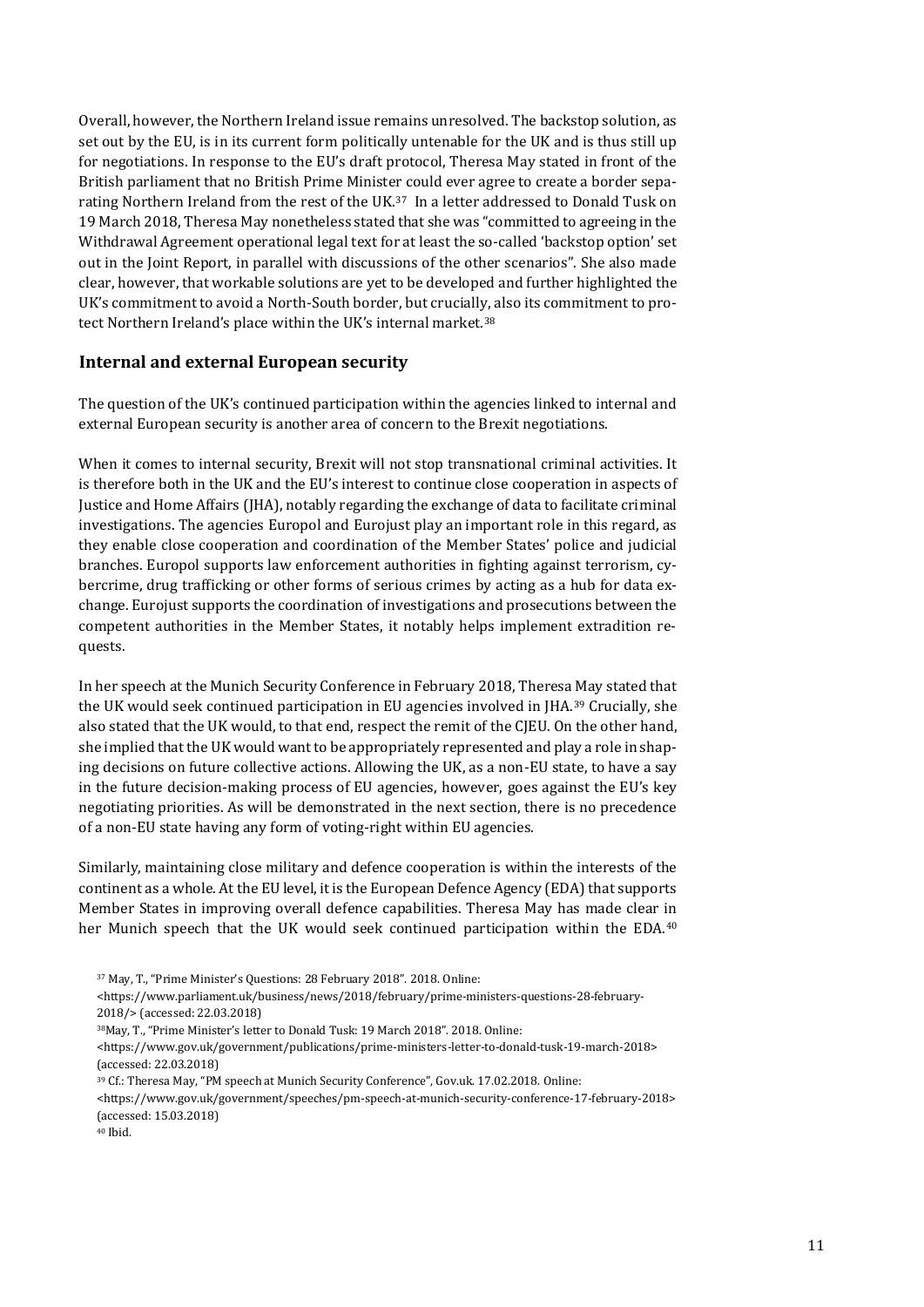Overall, however, the Northern Ireland issue remains unresolved. The backstop solution, as set out by the EU, is in its current form politically untenable for the UK and is thus still up for negotiations. In response to the EU's draft protocol, Theresa May stated in front of the British parliament that no British Prime Minister could ever agree to create a border separating Northern Ireland from the rest of the UK.[37] In a letter addressed to Donald Tusk on 19 March 2018, Theresa May nonetheless stated that she was "committed to agreeing in the Withdrawal Agreement operational legal text for at least the so-called 'backstop option' set out in the Joint Report, in parallel with discussions of the other scenarios". She also made clear, however, that workable solutions are yet to be developed and further highlighted the UK's commitment to avoid a North-South border, but crucially, also its commitment to protect Northern Ireland's place within the UK's internal market.[38]

## Internal and external European security

The question of the UK's continued participation within the agencies linked to internal and external European security is another area of concern to the Brexit negotiations.

When it comes to internal security, Brexit will not stop transnational criminal activities. It is therefore both in the UK and the EU's interest to continue close cooperation in aspects of Justice and Home Affairs (JHA), notably regarding the exchange of data to facilitate criminal investigations. The agencies Europol and Eurojust play an important role in this regard, as they enable close cooperation and coordination of the Member States' police and judicial branches. Europol supports law enforcement authorities in fighting against terrorism, cybercrime, drug trafficking or other forms of serious crimes by acting as a hub for data exchange. Eurojust supports the coordination of investigations and prosecutions between the competent authorities in the Member States, it notably helps implement extradition requests.

In her speech at the Munich Security Conference in February 2018, Theresa May stated that the UK would seek continued participation in EU agencies involved in JHA.[39] Crucially, she also stated that the UK would, to that end, respect the remit of the CJEU. On the other hand, she implied that the UK would want to be appropriately represented and play a role in shaping decisions on future collective actions. Allowing the UK, as a non-EU state, to have a say in the future decision-making process of EU agencies, however, goes against the EU's key negotiating priorities. As will be demonstrated in the next section, there is no precedence of a non-EU state having any form of voting-right within EU agencies.

Similarly, maintaining close military and defence cooperation is within the interests of the continent as a whole. At the EU level, it is the European Defence Agency (EDA) that supports Member States in improving overall defence capabilities. Theresa May has made clear in her Munich speech that the UK would seek continued participation within the EDA.[40]

[37] May, T., "Prime Minister's Questions: 28 February 2018". 2018. Online: <https://www.parliament.uk/business/news/2018/february/prime-ministers-questions-28-february-2018/> (accessed: 22.03.2018)

[38] May, T., "Prime Minister's letter to Donald Tusk: 19 March 2018". 2018. Online: <https://www.gov.uk/government/publications/prime-ministers-letter-to-donald-tusk-19-march-2018> (accessed: 22.03.2018)

[39] Cf.: Theresa May, "PM speech at Munich Security Conference", Gov.uk. 17.02.2018. Online: <https://www.gov.uk/government/speeches/pm-speech-at-munich-security-conference-17-february-2018> (accessed: 15.03.2018)

[40] Ibid.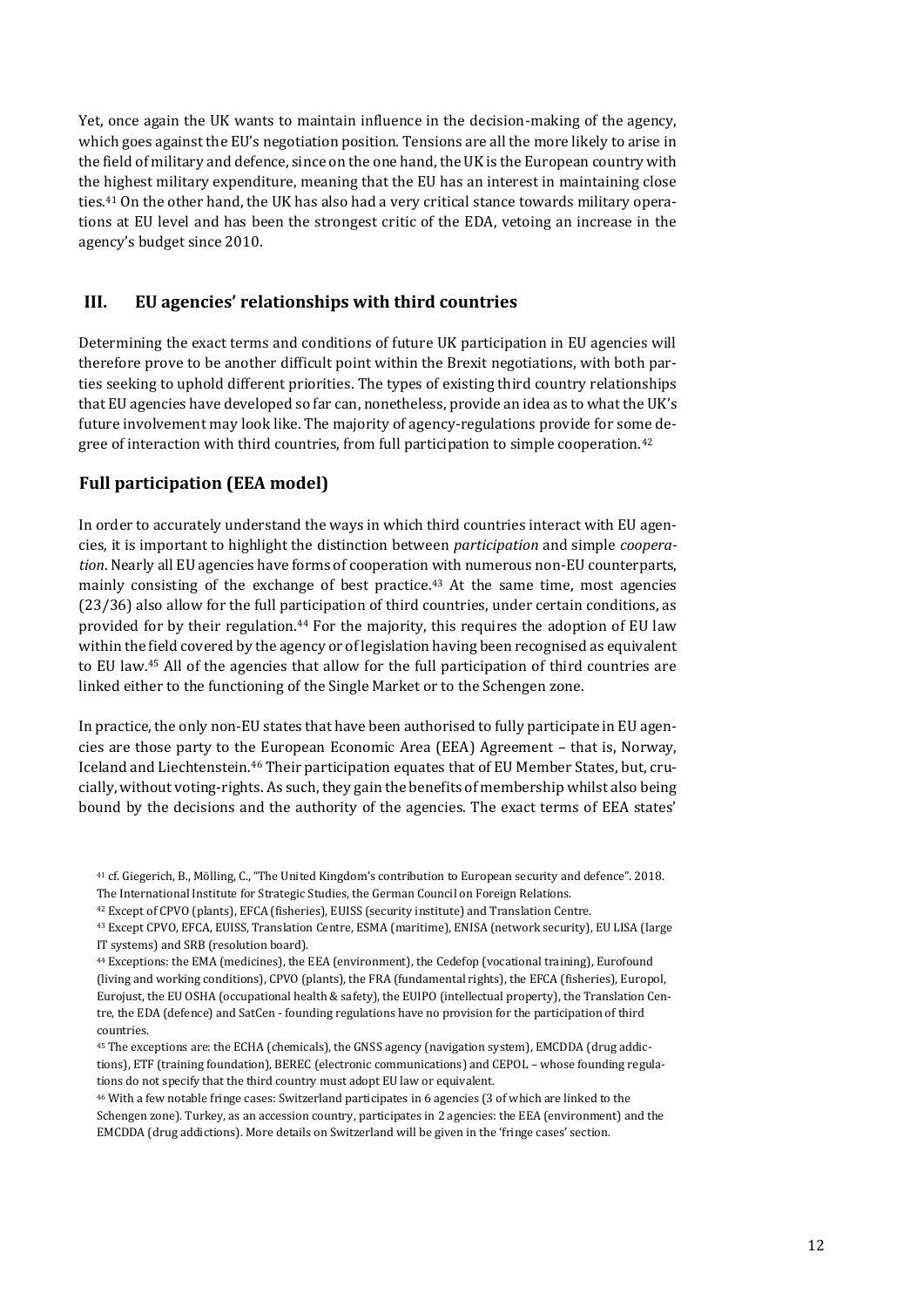Yet, once again the UK wants to maintain influence in the decision-making of the agency, which goes against the EU's negotiation position. Tensions are all the more likely to arise in the field of military and defence, since on the one hand, the UK is the European country with the highest military expenditure, meaning that the EU has an interest in maintaining close ties.[41] On the other hand, the UK has also had a very critical stance towards military operations at EU level and has been the strongest critic of the EDA, vetoing an increase in the agency's budget since 2010.

## III. EU agencies' relationships with third countries

Determining the exact terms and conditions of future UK participation in EU agencies will therefore prove to be another difficult point within the Brexit negotiations, with both parties seeking to uphold different priorities. The types of existing third country relationships that EU agencies have developed so far can, nonetheless, provide an idea as to what the UK's future involvement may look like. The majority of agency-regulations provide for some degree of interaction with third countries, from full participation to simple cooperation.[42]

### Full participation (EEA model)

In order to accurately understand the ways in which third countries interact with EU agencies, it is important to highlight the distinction between *participation* and simple *cooperation*. Nearly all EU agencies have forms of cooperation with numerous non-EU counterparts, mainly consisting of the exchange of best practice.[43] At the same time, most agencies (23/36) also allow for the full participation of third countries, under certain conditions, as provided for by their regulation.[44] For the majority, this requires the adoption of EU law within the field covered by the agency or of legislation having been recognised as equivalent to EU law.[45] All of the agencies that allow for the full participation of third countries are linked either to the functioning of the Single Market or to the Schengen zone.

In practice, the only non-EU states that have been authorised to fully participate in EU agencies are those party to the European Economic Area (EEA) Agreement – that is, Norway, Iceland and Liechtenstein.[46] Their participation equates that of EU Member States, but, crucially, without voting-rights. As such, they gain the benefits of membership whilst also being bound by the decisions and the authority of the agencies. The exact terms of EEA states'

[41] cf. Giegerich, B., Mölling, C., "The United Kingdom's contribution to European security and defence". 2018. The International Institute for Strategic Studies, the German Council on Foreign Relations.

[42] Except of CPVO (plants), EFCA (fisheries), EUISS (security institute) and Translation Centre.

[43] Except CPVO, EFCA, EUISS, Translation Centre, ESMA (maritime), ENISA (network security), EU LISA (large IT systems) and SRB (resolution board).

[44] Exceptions: the EMA (medicines), the EEA (environment), the Cedefop (vocational training), Eurofound (living and working conditions), CPVO (plants), the FRA (fundamental rights), the EFCA (fisheries), Europol, Eurojust, the EU OSHA (occupational health & safety), the EUIPO (intellectual property), the Translation Centre, the EDA (defence) and SatCen - founding regulations have no provision for the participation of third countries.

[45] The exceptions are: the ECHA (chemicals), the GNSS agency (navigation system), EMCDDA (drug addictions), ETF (training foundation), BEREC (electronic communications) and CEPOL – whose founding regulations do not specify that the third country must adopt EU law or equivalent.

[46] With a few notable fringe cases: Switzerland participates in 6 agencies (3 of which are linked to the Schengen zone). Turkey, as an accession country, participates in 2 agencies: the EEA (environment) and the EMCDDA (drug addictions). More details on Switzerland will be given in the 'fringe cases' section.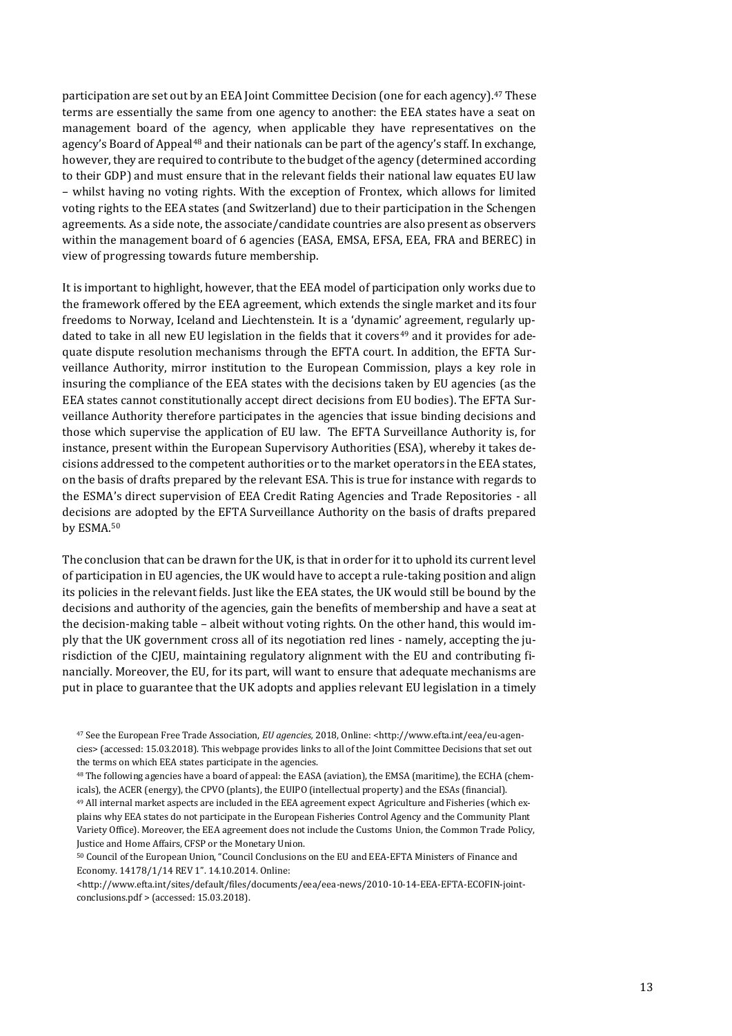participation are set out by an EEA Joint Committee Decision (one for each agency).[47] These terms are essentially the same from one agency to another: the EEA states have a seat on management board of the agency, when applicable they have representatives on the agency's Board of Appeal[48] and their nationals can be part of the agency's staff. In exchange, however, they are required to contribute to the budget of the agency (determined according to their GDP) and must ensure that in the relevant fields their national law equates EU law – whilst having no voting rights. With the exception of Frontex, which allows for limited voting rights to the EEA states (and Switzerland) due to their participation in the Schengen agreements. As a side note, the associate/candidate countries are also present as observers within the management board of 6 agencies (EASA, EMSA, EFSA, EEA, FRA and BEREC) in view of progressing towards future membership.

It is important to highlight, however, that the EEA model of participation only works due to the framework offered by the EEA agreement, which extends the single market and its four freedoms to Norway, Iceland and Liechtenstein. It is a 'dynamic' agreement, regularly updated to take in all new EU legislation in the fields that it covers[49] and it provides for adequate dispute resolution mechanisms through the EFTA court. In addition, the EFTA Surveillance Authority, mirror institution to the European Commission, plays a key role in insuring the compliance of the EEA states with the decisions taken by EU agencies (as the EEA states cannot constitutionally accept direct decisions from EU bodies). The EFTA Surveillance Authority therefore participates in the agencies that issue binding decisions and those which supervise the application of EU law. The EFTA Surveillance Authority is, for instance, present within the European Supervisory Authorities (ESA), whereby it takes decisions addressed to the competent authorities or to the market operators in the EEA states, on the basis of drafts prepared by the relevant ESA. This is true for instance with regards to the ESMA's direct supervision of EEA Credit Rating Agencies and Trade Repositories - all decisions are adopted by the EFTA Surveillance Authority on the basis of drafts prepared by ESMA.[50]

The conclusion that can be drawn for the UK, is that in order for it to uphold its current level of participation in EU agencies, the UK would have to accept a rule-taking position and align its policies in the relevant fields. Just like the EEA states, the UK would still be bound by the decisions and authority of the agencies, gain the benefits of membership and have a seat at the decision-making table – albeit without voting rights. On the other hand, this would imply that the UK government cross all of its negotiation red lines - namely, accepting the jurisdiction of the CJEU, maintaining regulatory alignment with the EU and contributing financially. Moreover, the EU, for its part, will want to ensure that adequate mechanisms are put in place to guarantee that the UK adopts and applies relevant EU legislation in a timely

[47] See the European Free Trade Association, *EU agencies*, 2018, Online: <http://www.efta.int/eea/eu-agencies> (accessed: 15.03.2018). This webpage provides links to all of the Joint Committee Decisions that set out the terms on which EEA states participate in the agencies.

[48] The following agencies have a board of appeal: the EASA (aviation), the EMSA (maritime), the ECHA (chemicals), the ACER (energy), the CPVO (plants), the EUIPO (intellectual property) and the ESAs (financial).

[49] All internal market aspects are included in the EEA agreement expect Agriculture and Fisheries (which explains why EEA states do not participate in the European Fisheries Control Agency and the Community Plant Variety Office). Moreover, the EEA agreement does not include the Customs Union, the Common Trade Policy, Justice and Home Affairs, CFSP or the Monetary Union.

[50] Council of the European Union, "Council Conclusions on the EU and EEA-EFTA Ministers of Finance and Economy. 14178/1/14 REV 1". 14.10.2014. Online: <http://www.efta.int/sites/default/files/documents/eea/eea-news/2010-10-14-EEA-EFTA-ECOFIN-joint-conclusions.pdf > (accessed: 15.03.2018).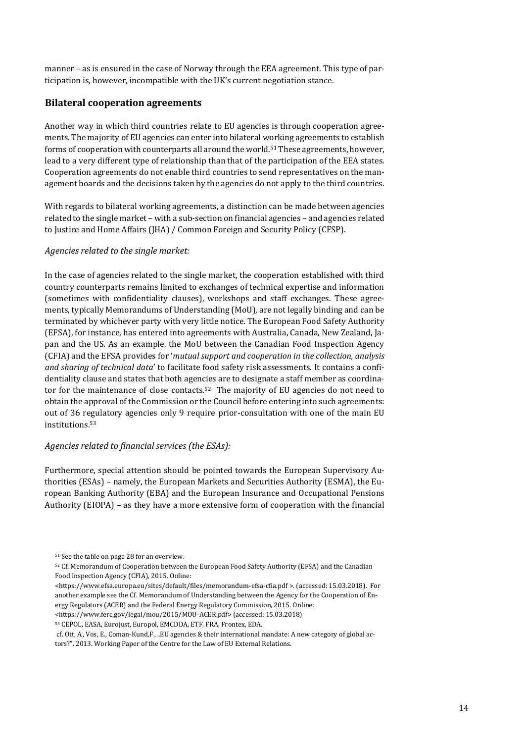manner – as is ensured in the case of Norway through the EEA agreement. This type of participation is, however, incompatible with the UK's current negotiation stance.

## Bilateral cooperation agreements

Another way in which third countries relate to EU agencies is through cooperation agreements. The majority of EU agencies can enter into bilateral working agreements to establish forms of cooperation with counterparts all around the world.[51] These agreements, however, lead to a very different type of relationship than that of the participation of the EEA states. Cooperation agreements do not enable third countries to send representatives on the management boards and the decisions taken by the agencies do not apply to the third countries.

With regards to bilateral working agreements, a distinction can be made between agencies related to the single market – with a sub-section on financial agencies – and agencies related to Justice and Home Affairs (JHA) / Common Foreign and Security Policy (CFSP).

*Agencies related to the single market:*

In the case of agencies related to the single market, the cooperation established with third country counterparts remains limited to exchanges of technical expertise and information (sometimes with confidentiality clauses), workshops and staff exchanges. These agreements, typically Memorandums of Understanding (MoU), are not legally binding and can be terminated by whichever party with very little notice. The European Food Safety Authority (EFSA), for instance, has entered into agreements with Australia, Canada, New Zealand, Japan and the US. As an example, the MoU between the Canadian Food Inspection Agency (CFIA) and the EFSA provides for '*mutual support and cooperation in the collection, analysis and sharing of technical data*' to facilitate food safety risk assessments. It contains a confidentiality clause and states that both agencies are to designate a staff member as coordinator for the maintenance of close contacts.[52] The majority of EU agencies do not need to obtain the approval of the Commission or the Council before entering into such agreements: out of 36 regulatory agencies only 9 require prior-consultation with one of the main EU institutions.[53]

*Agencies related to financial services (the ESAs):*

Furthermore, special attention should be pointed towards the European Supervisory Authorities (ESAs) – namely, the European Markets and Securities Authority (ESMA), the European Banking Authority (EBA) and the European Insurance and Occupational Pensions Authority (EIOPA) – as they have a more extensive form of cooperation with the financial

---

[51] See the table on page 28 for an overview.

[52] Cf. Memorandum of Cooperation between the European Food Safety Authority (EFSA) and the Canadian Food Inspection Agency (CFIA), 2015. Online: <https://www.efsa.europa.eu/sites/default/files/memorandum-efsa-cfia.pdf >. (accessed: 15.03.2018). For another example see the Cf. Memorandum of Understanding between the Agency for the Cooperation of Energy Regulators (ACER) and the Federal Energy Regulatory Commission, 2015. Online: <https://www.ferc.gov/legal/mou/2015/MOU-ACER.pdf> (accessed: 15.03.2018)

[53] CEPOL, EASA, Eurojust, Europol, EMCDDA, ETF, FRA, Frontex, EDA.

cf. Ott, A., Vos, E., Coman-Kund,F., „EU agencies & their international mandate: A new category of global actors?". 2013. Working Paper of the Centre for the Law of EU External Relations.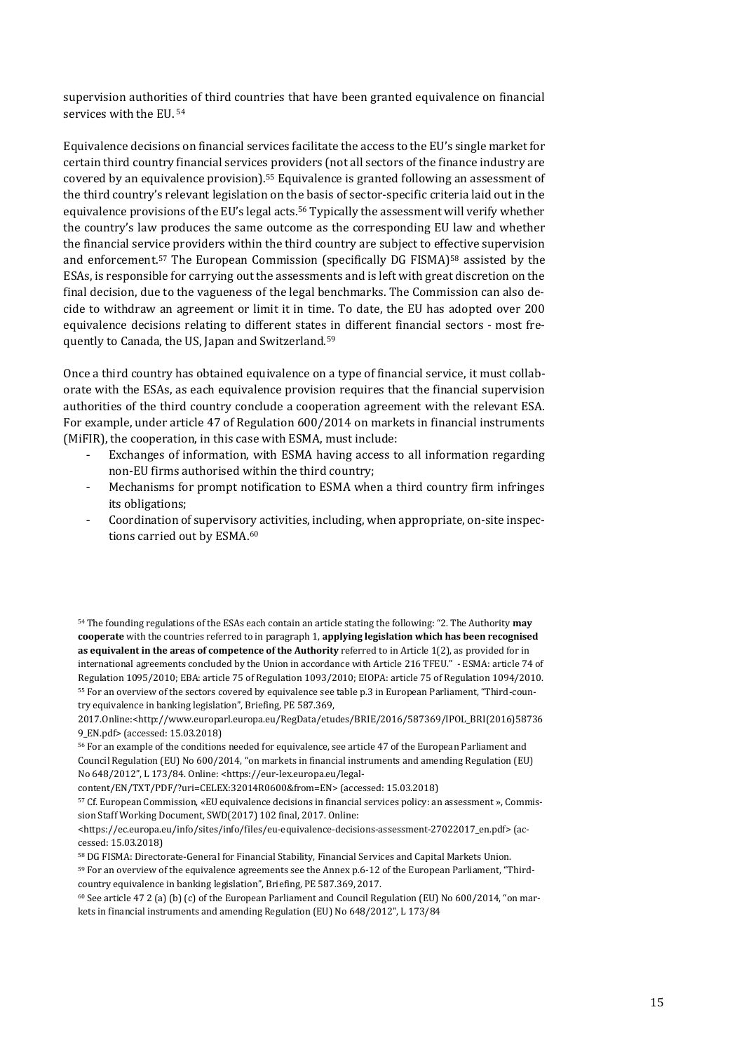supervision authorities of third countries that have been granted equivalence on financial services with the EU. [54]

Equivalence decisions on financial services facilitate the access to the EU's single market for certain third country financial services providers (not all sectors of the finance industry are covered by an equivalence provision).[55] Equivalence is granted following an assessment of the third country's relevant legislation on the basis of sector-specific criteria laid out in the equivalence provisions of the EU's legal acts.[56] Typically the assessment will verify whether the country's law produces the same outcome as the corresponding EU law and whether the financial service providers within the third country are subject to effective supervision and enforcement.[57] The European Commission (specifically DG FISMA)[58] assisted by the ESAs, is responsible for carrying out the assessments and is left with great discretion on the final decision, due to the vagueness of the legal benchmarks. The Commission can also decide to withdraw an agreement or limit it in time. To date, the EU has adopted over 200 equivalence decisions relating to different states in different financial sectors - most frequently to Canada, the US, Japan and Switzerland.[59]

Once a third country has obtained equivalence on a type of financial service, it must collaborate with the ESAs, as each equivalence provision requires that the financial supervision authorities of the third country conclude a cooperation agreement with the relevant ESA. For example, under article 47 of Regulation 600/2014 on markets in financial instruments (MiFIR), the cooperation, in this case with ESMA, must include:

- Exchanges of information, with ESMA having access to all information regarding non-EU firms authorised within the third country;
- Mechanisms for prompt notification to ESMA when a third country firm infringes its obligations;
- Coordination of supervisory activities, including, when appropriate, on-site inspections carried out by ESMA.[60]

---

[54] The founding regulations of the ESAs each contain an article stating the following: "2. The Authority **may cooperate** with the countries referred to in paragraph 1, **applying legislation which has been recognised as equivalent in the areas of competence of the Authority** referred to in Article 1(2), as provided for in international agreements concluded by the Union in accordance with Article 216 TFEU." - ESMA: article 74 of Regulation 1095/2010; EBA: article 75 of Regulation 1093/2010; EIOPA: article 75 of Regulation 1094/2010.

[55] For an overview of the sectors covered by equivalence see table p.3 in European Parliament, "Third-country equivalence in banking legislation", Briefing, PE 587.369, 2017.Online:<http://www.europarl.europa.eu/RegData/etudes/BRIE/2016/587369/IPOL_BRI(2016)587369_EN.pdf> (accessed: 15.03.2018)

[56] For an example of the conditions needed for equivalence, see article 47 of the European Parliament and Council Regulation (EU) No 600/2014, "on markets in financial instruments and amending Regulation (EU) No 648/2012", L 173/84. Online: <https://eur-lex.europa.eu/legal-content/EN/TXT/PDF/?uri=CELEX:32014R0600&from=EN> (accessed: 15.03.2018)

[57] Cf. European Commission, «EU equivalence decisions in financial services policy: an assessment », Commission Staff Working Document, SWD(2017) 102 final, 2017. Online: <https://ec.europa.eu/info/sites/info/files/eu-equivalence-decisions-assessment-27022017_en.pdf> (accessed: 15.03.2018)

[58] DG FISMA: Directorate-General for Financial Stability, Financial Services and Capital Markets Union.

[59] For an overview of the equivalence agreements see the Annex p.6-12 of the European Parliament, "Third-country equivalence in banking legislation", Briefing, PE 587.369, 2017.

[60] See article 47 2 (a) (b) (c) of the European Parliament and Council Regulation (EU) No 600/2014, "on markets in financial instruments and amending Regulation (EU) No 648/2012", L 173/84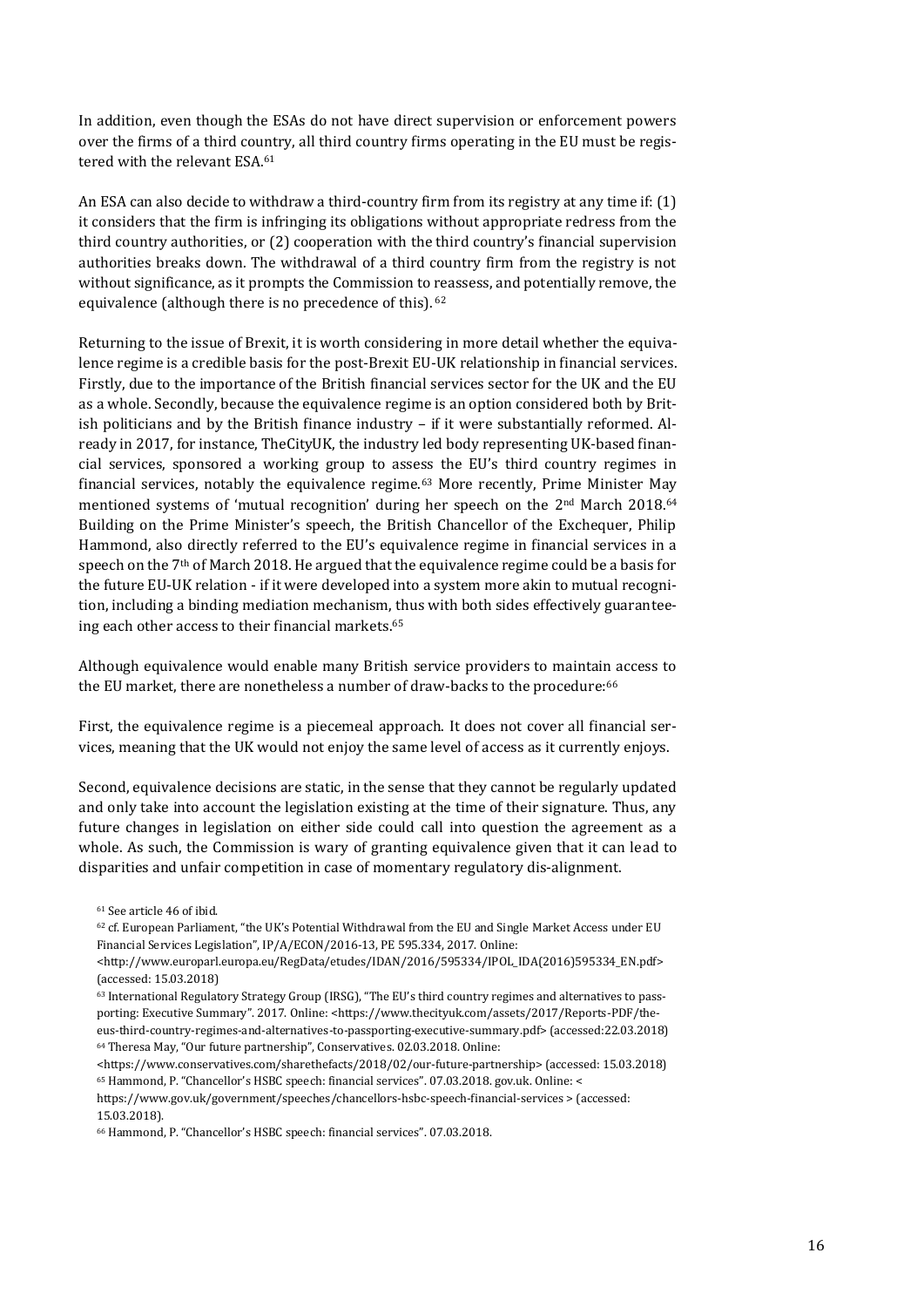In addition, even though the ESAs do not have direct supervision or enforcement powers over the firms of a third country, all third country firms operating in the EU must be registered with the relevant ESA.[61]

An ESA can also decide to withdraw a third-country firm from its registry at any time if: (1) it considers that the firm is infringing its obligations without appropriate redress from the third country authorities, or (2) cooperation with the third country's financial supervision authorities breaks down. The withdrawal of a third country firm from the registry is not without significance, as it prompts the Commission to reassess, and potentially remove, the equivalence (although there is no precedence of this).[62]

Returning to the issue of Brexit, it is worth considering in more detail whether the equivalence regime is a credible basis for the post-Brexit EU-UK relationship in financial services. Firstly, due to the importance of the British financial services sector for the UK and the EU as a whole. Secondly, because the equivalence regime is an option considered both by British politicians and by the British finance industry – if it were substantially reformed. Already in 2017, for instance, TheCityUK, the industry led body representing UK-based financial services, sponsored a working group to assess the EU's third country regimes in financial services, notably the equivalence regime.[63] More recently, Prime Minister May mentioned systems of 'mutual recognition' during her speech on the 2nd March 2018.[64] Building on the Prime Minister's speech, the British Chancellor of the Exchequer, Philip Hammond, also directly referred to the EU's equivalence regime in financial services in a speech on the 7th of March 2018. He argued that the equivalence regime could be a basis for the future EU-UK relation - if it were developed into a system more akin to mutual recognition, including a binding mediation mechanism, thus with both sides effectively guaranteeing each other access to their financial markets.[65]

Although equivalence would enable many British service providers to maintain access to the EU market, there are nonetheless a number of draw-backs to the procedure:[66]

First, the equivalence regime is a piecemeal approach. It does not cover all financial services, meaning that the UK would not enjoy the same level of access as it currently enjoys.

Second, equivalence decisions are static, in the sense that they cannot be regularly updated and only take into account the legislation existing at the time of their signature. Thus, any future changes in legislation on either side could call into question the agreement as a whole. As such, the Commission is wary of granting equivalence given that it can lead to disparities and unfair competition in case of momentary regulatory dis-alignment.

---

[61] See article 46 of ibid.

[62] cf. European Parliament, "the UK's Potential Withdrawal from the EU and Single Market Access under EU Financial Services Legislation", IP/A/ECON/2016-13, PE 595.334, 2017. Online: <http://www.europarl.europa.eu/RegData/etudes/IDAN/2016/595334/IPOL_IDA(2016)595334_EN.pdf> (accessed: 15.03.2018)

[63] International Regulatory Strategy Group (IRSG), "The EU's third country regimes and alternatives to passporting: Executive Summary". 2017. Online: <https://www.thecityuk.com/assets/2017/Reports-PDF/the-eus-third-country-regimes-and-alternatives-to-passporting-executive-summary.pdf> (accessed:22.03.2018)

[64] Theresa May, "Our future partnership", Conservatives. 02.03.2018. Online: <https://www.conservatives.com/sharethefacts/2018/02/our-future-partnership> (accessed: 15.03.2018)

[65] Hammond, P. "Chancellor's HSBC speech: financial services". 07.03.2018. gov.uk. Online: < https://www.gov.uk/government/speeches/chancellors-hsbc-speech-financial-services > (accessed: 15.03.2018).

[66] Hammond, P. "Chancellor's HSBC speech: financial services". 07.03.2018.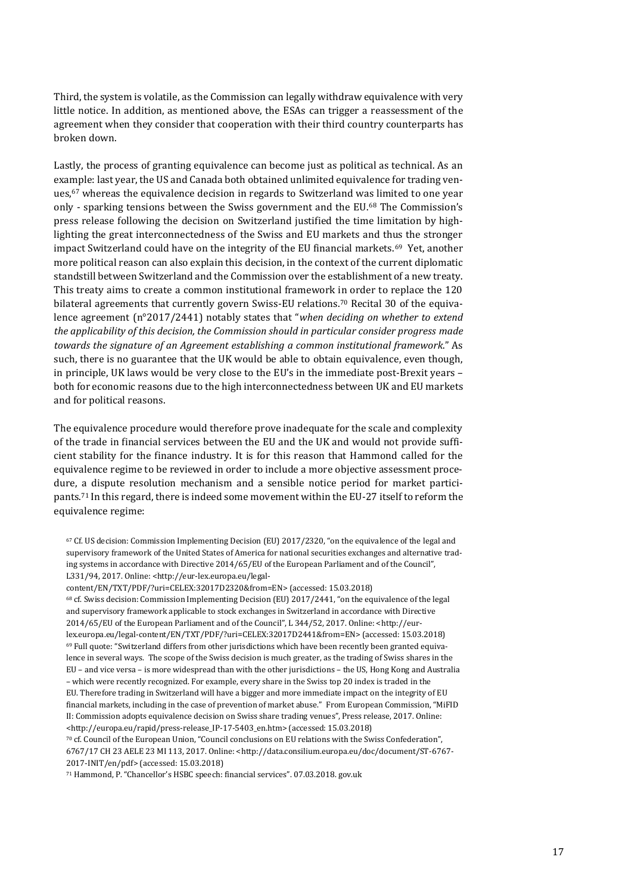Third, the system is volatile, as the Commission can legally withdraw equivalence with very little notice. In addition, as mentioned above, the ESAs can trigger a reassessment of the agreement when they consider that cooperation with their third country counterparts has broken down.

Lastly, the process of granting equivalence can become just as political as technical. As an example: last year, the US and Canada both obtained unlimited equivalence for trading venues,[67] whereas the equivalence decision in regards to Switzerland was limited to one year only - sparking tensions between the Swiss government and the EU.[68] The Commission's press release following the decision on Switzerland justified the time limitation by highlighting the great interconnectedness of the Swiss and EU markets and thus the stronger impact Switzerland could have on the integrity of the EU financial markets.[69] Yet, another more political reason can also explain this decision, in the context of the current diplomatic standstill between Switzerland and the Commission over the establishment of a new treaty. This treaty aims to create a common institutional framework in order to replace the 120 bilateral agreements that currently govern Swiss-EU relations.[70] Recital 30 of the equivalence agreement (n°2017/2441) notably states that "*when deciding on whether to extend the applicability of this decision, the Commission should in particular consider progress made towards the signature of an Agreement establishing a common institutional framework.*" As such, there is no guarantee that the UK would be able to obtain equivalence, even though, in principle, UK laws would be very close to the EU's in the immediate post-Brexit years – both for economic reasons due to the high interconnectedness between UK and EU markets and for political reasons.

The equivalence procedure would therefore prove inadequate for the scale and complexity of the trade in financial services between the EU and the UK and would not provide sufficient stability for the finance industry. It is for this reason that Hammond called for the equivalence regime to be reviewed in order to include a more objective assessment procedure, a dispute resolution mechanism and a sensible notice period for market participants.[71] In this regard, there is indeed some movement within the EU-27 itself to reform the equivalence regime:

[67] Cf. US decision: Commission Implementing Decision (EU) 2017/2320, "on the equivalence of the legal and supervisory framework of the United States of America for national securities exchanges and alternative trading systems in accordance with Directive 2014/65/EU of the European Parliament and of the Council", L331/94, 2017. Online: <http://eur-lex.europa.eu/legal-content/EN/TXT/PDF/?uri=CELEX:32017D2320&from=EN> (accessed: 15.03.2018)

[68] cf. Swiss decision: Commission Implementing Decision (EU) 2017/2441, "on the equivalence of the legal and supervisory framework applicable to stock exchanges in Switzerland in accordance with Directive 2014/65/EU of the European Parliament and of the Council", L 344/52, 2017. Online: <http://eur-lex.europa.eu/legal-content/EN/TXT/PDF/?uri=CELEX:32017D2441&from=EN> (accessed: 15.03.2018)

[69] Full quote: "Switzerland differs from other jurisdictions which have been recently been granted equivalence in several ways. The scope of the Swiss decision is much greater, as the trading of Swiss shares in the EU – and vice versa – is more widespread than with the other jurisdictions – the US, Hong Kong and Australia – which were recently recognized. For example, every share in the Swiss top 20 index is traded in the EU. Therefore trading in Switzerland will have a bigger and more immediate impact on the integrity of EU financial markets, including in the case of prevention of market abuse." From European Commission, "MiFID II: Commission adopts equivalence decision on Swiss share trading venues", Press release, 2017. Online: <http://europa.eu/rapid/press-release_IP-17-5403_en.htm> (accessed: 15.03.2018)

[70] cf. Council of the European Union, "Council conclusions on EU relations with the Swiss Confederation", 6767/17 CH 23 AELE 23 MI 113, 2017. Online: <http://data.consilium.europa.eu/doc/document/ST-6767-2017-INIT/en/pdf> (accessed: 15.03.2018)

[71] Hammond, P. "Chancellor's HSBC speech: financial services". 07.03.2018. gov.uk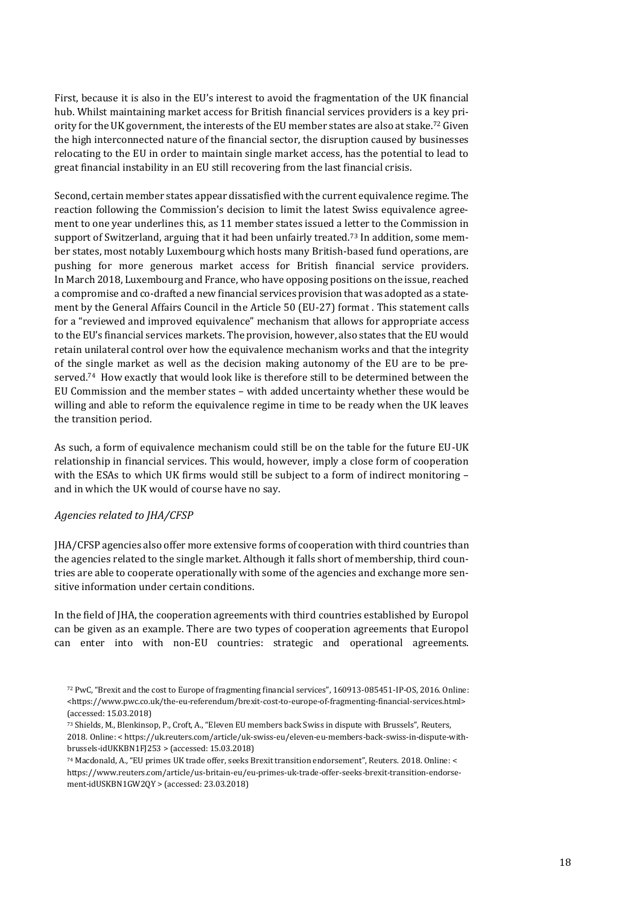First, because it is also in the EU's interest to avoid the fragmentation of the UK financial hub. Whilst maintaining market access for British financial services providers is a key priority for the UK government, the interests of the EU member states are also at stake.[72] Given the high interconnected nature of the financial sector, the disruption caused by businesses relocating to the EU in order to maintain single market access, has the potential to lead to great financial instability in an EU still recovering from the last financial crisis.

Second, certain member states appear dissatisfied with the current equivalence regime. The reaction following the Commission's decision to limit the latest Swiss equivalence agreement to one year underlines this, as 11 member states issued a letter to the Commission in support of Switzerland, arguing that it had been unfairly treated.[73] In addition, some member states, most notably Luxembourg which hosts many British-based fund operations, are pushing for more generous market access for British financial service providers. In March 2018, Luxembourg and France, who have opposing positions on the issue, reached a compromise and co-drafted a new financial services provision that was adopted as a statement by the General Affairs Council in the Article 50 (EU-27) format . This statement calls for a "reviewed and improved equivalence" mechanism that allows for appropriate access to the EU's financial services markets. The provision, however, also states that the EU would retain unilateral control over how the equivalence mechanism works and that the integrity of the single market as well as the decision making autonomy of the EU are to be preserved.[74] How exactly that would look like is therefore still to be determined between the EU Commission and the member states – with added uncertainty whether these would be willing and able to reform the equivalence regime in time to be ready when the UK leaves the transition period.

As such, a form of equivalence mechanism could still be on the table for the future EU-UK relationship in financial services. This would, however, imply a close form of cooperation with the ESAs to which UK firms would still be subject to a form of indirect monitoring – and in which the UK would of course have no say.

*Agencies related to JHA/CFSP*

JHA/CFSP agencies also offer more extensive forms of cooperation with third countries than the agencies related to the single market. Although it falls short of membership, third countries are able to cooperate operationally with some of the agencies and exchange more sensitive information under certain conditions.

In the field of JHA, the cooperation agreements with third countries established by Europol can be given as an example. There are two types of cooperation agreements that Europol can enter into with non-EU countries: strategic and operational agreements.

[72] PwC, "Brexit and the cost to Europe of fragmenting financial services", 160913-085451-IP-OS, 2016. Online: <https://www.pwc.co.uk/the-eu-referendum/brexit-cost-to-europe-of-fragmenting-financial-services.html> (accessed: 15.03.2018)

[73] Shields, M., Blenkinsop, P., Croft, A., "Eleven EU members back Swiss in dispute with Brussels", Reuters, 2018. Online: < https://uk.reuters.com/article/uk-swiss-eu/eleven-eu-members-back-swiss-in-dispute-with-brussels-idUKKBN1FJ253 > (accessed: 15.03.2018)

[74] Macdonald, A., "EU primes UK trade offer, seeks Brexit transition endorsement", Reuters. 2018. Online: < https://www.reuters.com/article/us-britain-eu/eu-primes-uk-trade-offer-seeks-brexit-transition-endorsement-idUSKBN1GW2QY > (accessed: 23.03.2018)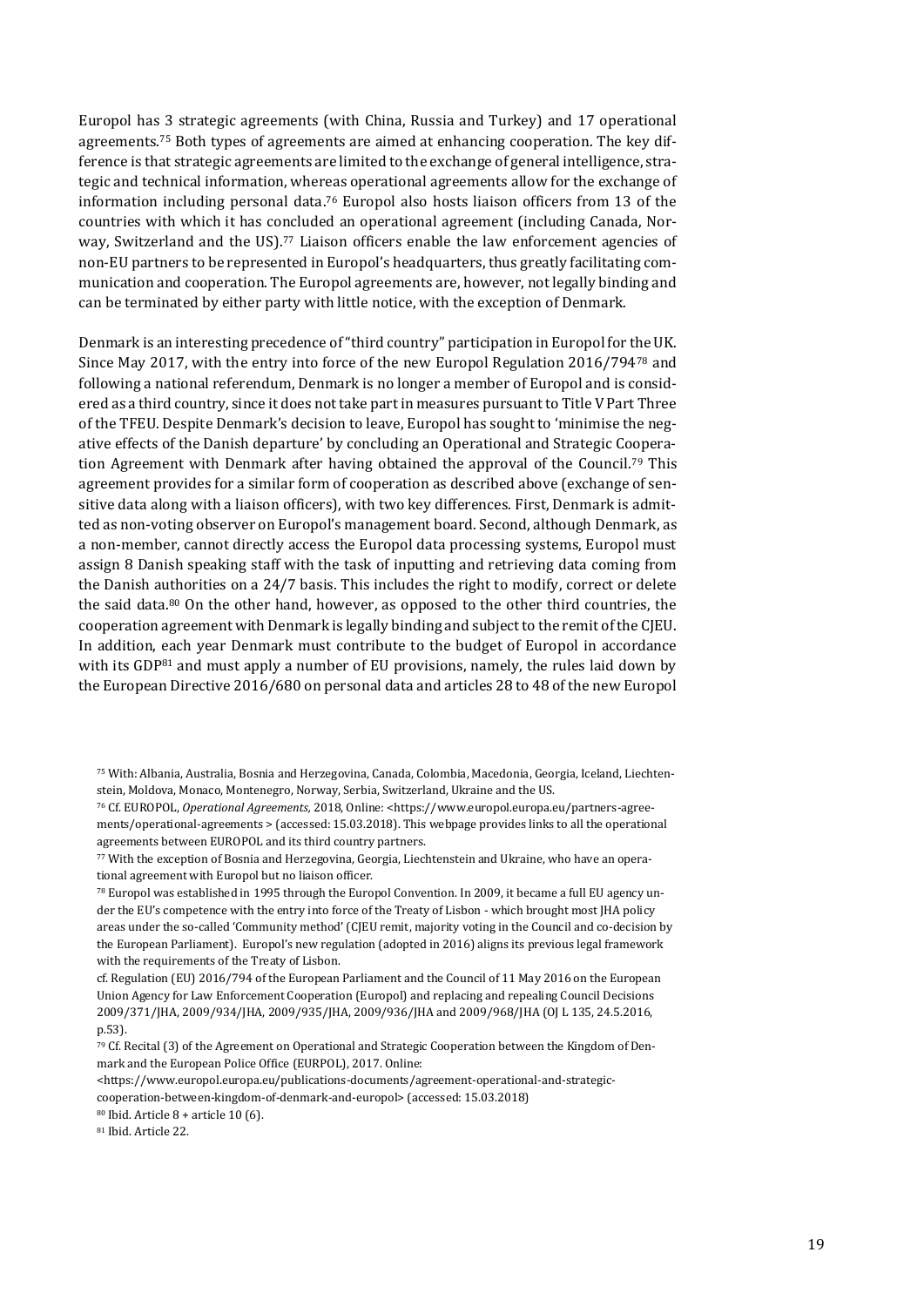Europol has 3 strategic agreements (with China, Russia and Turkey) and 17 operational agreements.[75] Both types of agreements are aimed at enhancing cooperation. The key difference is that strategic agreements are limited to the exchange of general intelligence, strategic and technical information, whereas operational agreements allow for the exchange of information including personal data.[76] Europol also hosts liaison officers from 13 of the countries with which it has concluded an operational agreement (including Canada, Norway, Switzerland and the US).[77] Liaison officers enable the law enforcement agencies of non-EU partners to be represented in Europol's headquarters, thus greatly facilitating communication and cooperation. The Europol agreements are, however, not legally binding and can be terminated by either party with little notice, with the exception of Denmark.

Denmark is an interesting precedence of "third country" participation in Europol for the UK. Since May 2017, with the entry into force of the new Europol Regulation 2016/794[78] and following a national referendum, Denmark is no longer a member of Europol and is considered as a third country, since it does not take part in measures pursuant to Title V Part Three of the TFEU. Despite Denmark's decision to leave, Europol has sought to 'minimise the negative effects of the Danish departure' by concluding an Operational and Strategic Cooperation Agreement with Denmark after having obtained the approval of the Council.[79] This agreement provides for a similar form of cooperation as described above (exchange of sensitive data along with a liaison officers), with two key differences. First, Denmark is admitted as non-voting observer on Europol's management board. Second, although Denmark, as a non-member, cannot directly access the Europol data processing systems, Europol must assign 8 Danish speaking staff with the task of inputting and retrieving data coming from the Danish authorities on a 24/7 basis. This includes the right to modify, correct or delete the said data.[80] On the other hand, however, as opposed to the other third countries, the cooperation agreement with Denmark is legally binding and subject to the remit of the CJEU. In addition, each year Denmark must contribute to the budget of Europol in accordance with its GDP[81] and must apply a number of EU provisions, namely, the rules laid down by the European Directive 2016/680 on personal data and articles 28 to 48 of the new Europol

---

[75] With: Albania, Australia, Bosnia and Herzegovina, Canada, Colombia, Macedonia, Georgia, Iceland, Liechtenstein, Moldova, Monaco, Montenegro, Norway, Serbia, Switzerland, Ukraine and the US.

[76] Cf. EUROPOL, *Operational Agreements,* 2018, Online: <https://www.europol.europa.eu/partners-agreements/operational-agreements > (accessed: 15.03.2018). This webpage provides links to all the operational agreements between EUROPOL and its third country partners.

[77] With the exception of Bosnia and Herzegovina, Georgia, Liechtenstein and Ukraine, who have an operational agreement with Europol but no liaison officer.

[78] Europol was established in 1995 through the Europol Convention. In 2009, it became a full EU agency under the EU's competence with the entry into force of the Treaty of Lisbon - which brought most JHA policy areas under the so-called 'Community method' (CJEU remit, majority voting in the Council and co-decision by the European Parliament). Europol's new regulation (adopted in 2016) aligns its previous legal framework with the requirements of the Treaty of Lisbon.

cf. Regulation (EU) 2016/794 of the European Parliament and the Council of 11 May 2016 on the European Union Agency for Law Enforcement Cooperation (Europol) and replacing and repealing Council Decisions 2009/371/JHA, 2009/934/JHA, 2009/935/JHA, 2009/936/JHA and 2009/968/JHA (OJ L 135, 24.5.2016, p.53).

[79] Cf. Recital (3) of the Agreement on Operational and Strategic Cooperation between the Kingdom of Denmark and the European Police Office (EURPOL), 2017. Online: <https://www.europol.europa.eu/publications-documents/agreement-operational-and-strategic-cooperation-between-kingdom-of-denmark-and-europol> (accessed: 15.03.2018)

[80] Ibid. Article 8 + article 10 (6).

[81] Ibid. Article 22.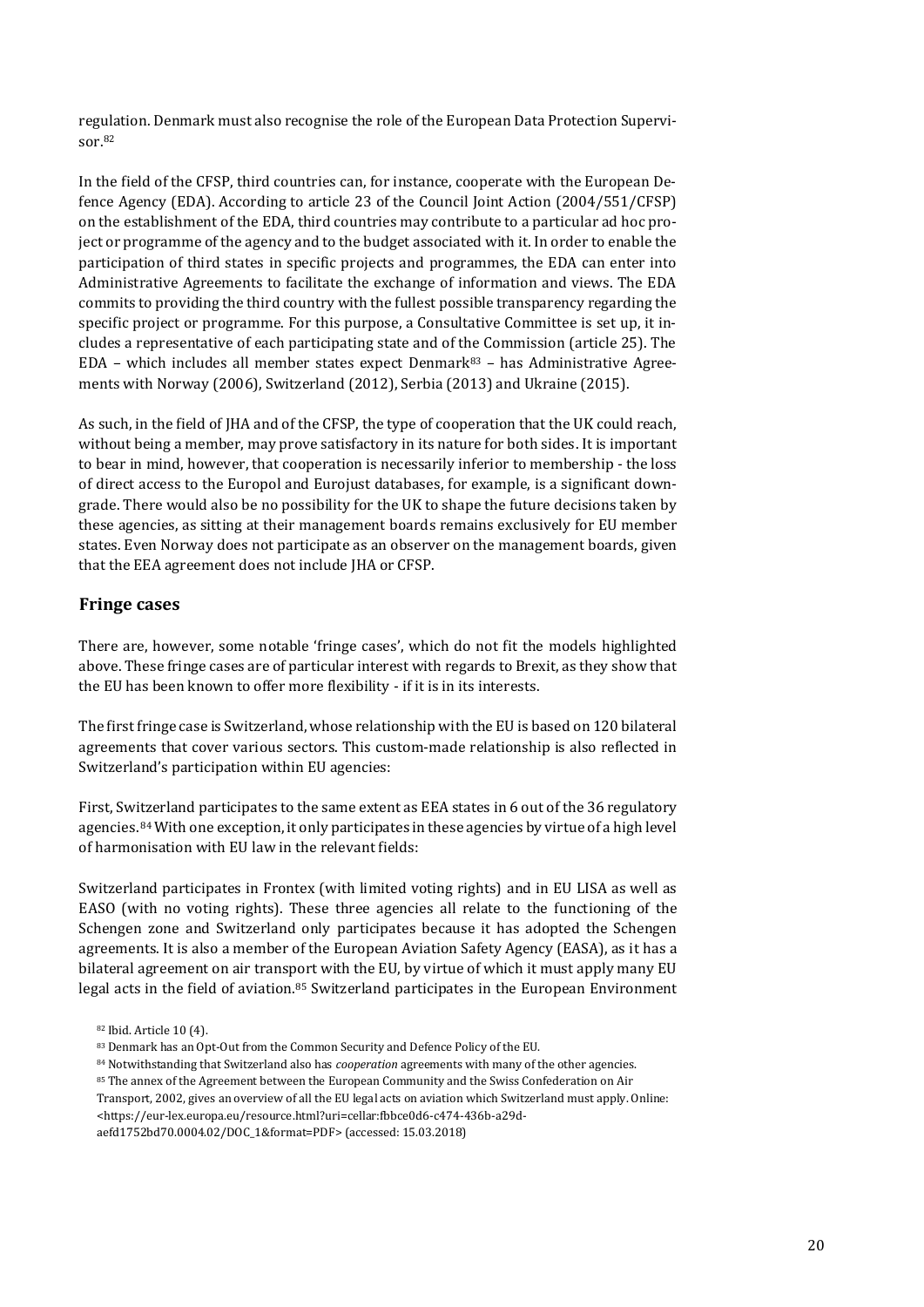regulation. Denmark must also recognise the role of the European Data Protection Supervisor.[82]

In the field of the CFSP, third countries can, for instance, cooperate with the European Defence Agency (EDA). According to article 23 of the Council Joint Action (2004/551/CFSP) on the establishment of the EDA, third countries may contribute to a particular ad hoc project or programme of the agency and to the budget associated with it. In order to enable the participation of third states in specific projects and programmes, the EDA can enter into Administrative Agreements to facilitate the exchange of information and views. The EDA commits to providing the third country with the fullest possible transparency regarding the specific project or programme. For this purpose, a Consultative Committee is set up, it includes a representative of each participating state and of the Commission (article 25). The EDA – which includes all member states expect Denmark[83] – has Administrative Agreements with Norway (2006), Switzerland (2012), Serbia (2013) and Ukraine (2015).

As such, in the field of JHA and of the CFSP, the type of cooperation that the UK could reach, without being a member, may prove satisfactory in its nature for both sides. It is important to bear in mind, however, that cooperation is necessarily inferior to membership - the loss of direct access to the Europol and Eurojust databases, for example, is a significant downgrade. There would also be no possibility for the UK to shape the future decisions taken by these agencies, as sitting at their management boards remains exclusively for EU member states. Even Norway does not participate as an observer on the management boards, given that the EEA agreement does not include JHA or CFSP.

## Fringe cases

There are, however, some notable 'fringe cases', which do not fit the models highlighted above. These fringe cases are of particular interest with regards to Brexit, as they show that the EU has been known to offer more flexibility - if it is in its interests.

The first fringe case is Switzerland, whose relationship with the EU is based on 120 bilateral agreements that cover various sectors. This custom-made relationship is also reflected in Switzerland's participation within EU agencies:

First, Switzerland participates to the same extent as EEA states in 6 out of the 36 regulatory agencies.[84] With one exception, it only participates in these agencies by virtue of a high level of harmonisation with EU law in the relevant fields:

Switzerland participates in Frontex (with limited voting rights) and in EU LISA as well as EASO (with no voting rights). These three agencies all relate to the functioning of the Schengen zone and Switzerland only participates because it has adopted the Schengen agreements. It is also a member of the European Aviation Safety Agency (EASA), as it has a bilateral agreement on air transport with the EU, by virtue of which it must apply many EU legal acts in the field of aviation.[85] Switzerland participates in the European Environment

[82] Ibid. Article 10 (4).

[83] Denmark has an Opt-Out from the Common Security and Defence Policy of the EU.

[84] Notwithstanding that Switzerland also has *cooperation* agreements with many of the other agencies.

[85] The annex of the Agreement between the European Community and the Swiss Confederation on Air Transport, 2002, gives an overview of all the EU legal acts on aviation which Switzerland must apply. Online: <https://eur-lex.europa.eu/resource.html?uri=cellar:fbbce0d6-c474-436b-a29d-aefd1752bd70.0004.02/DOC_1&format=PDF> (accessed: 15.03.2018)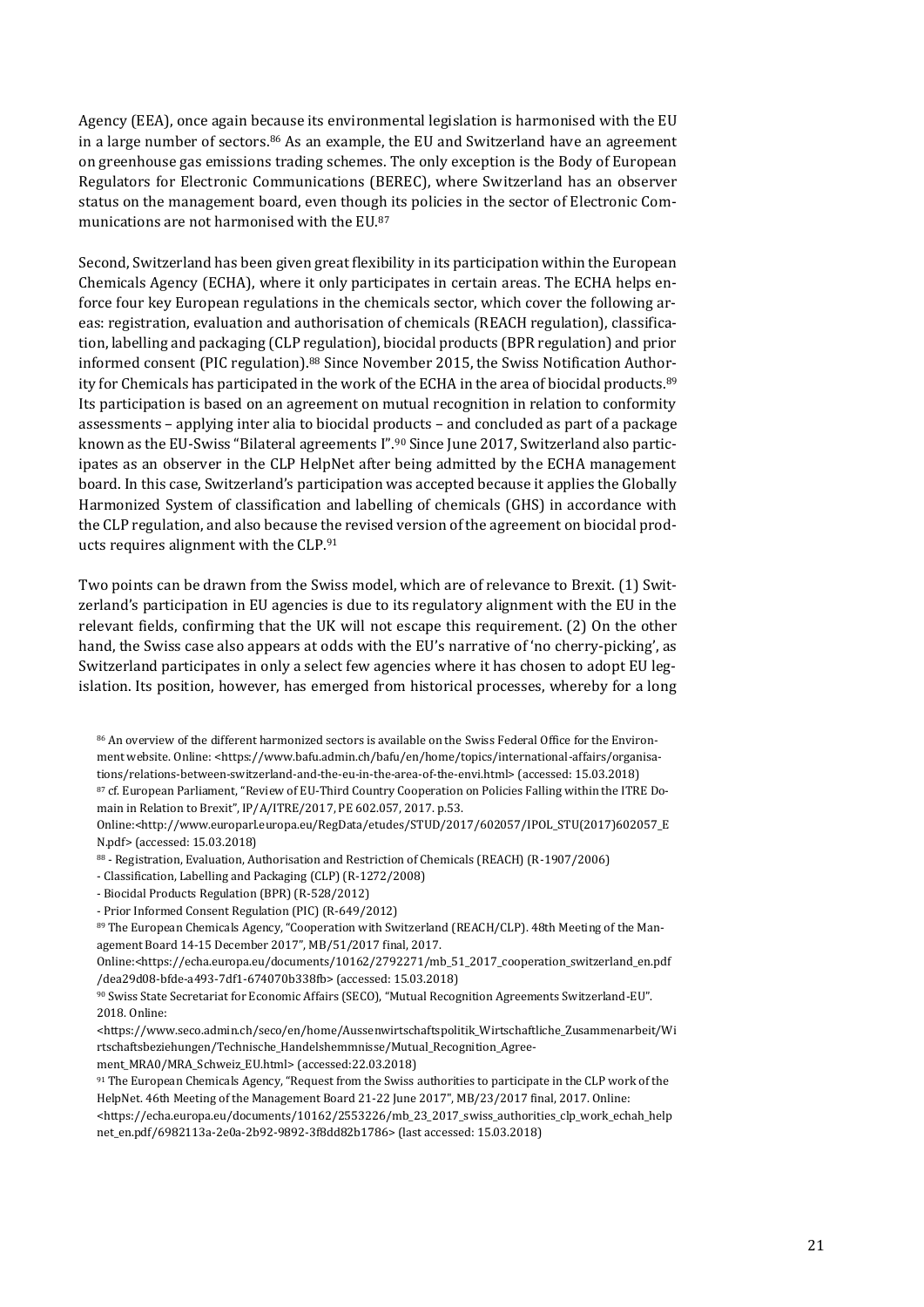Agency (EEA), once again because its environmental legislation is harmonised with the EU in a large number of sectors.[86] As an example, the EU and Switzerland have an agreement on greenhouse gas emissions trading schemes. The only exception is the Body of European Regulators for Electronic Communications (BEREC), where Switzerland has an observer status on the management board, even though its policies in the sector of Electronic Communications are not harmonised with the EU.[87]

Second, Switzerland has been given great flexibility in its participation within the European Chemicals Agency (ECHA), where it only participates in certain areas. The ECHA helps enforce four key European regulations in the chemicals sector, which cover the following areas: registration, evaluation and authorisation of chemicals (REACH regulation), classification, labelling and packaging (CLP regulation), biocidal products (BPR regulation) and prior informed consent (PIC regulation).[88] Since November 2015, the Swiss Notification Authority for Chemicals has participated in the work of the ECHA in the area of biocidal products.[89] Its participation is based on an agreement on mutual recognition in relation to conformity assessments – applying inter alia to biocidal products – and concluded as part of a package known as the EU-Swiss "Bilateral agreements I".[90] Since June 2017, Switzerland also participates as an observer in the CLP HelpNet after being admitted by the ECHA management board. In this case, Switzerland's participation was accepted because it applies the Globally Harmonized System of classification and labelling of chemicals (GHS) in accordance with the CLP regulation, and also because the revised version of the agreement on biocidal products requires alignment with the CLP.[91]

Two points can be drawn from the Swiss model, which are of relevance to Brexit. (1) Switzerland's participation in EU agencies is due to its regulatory alignment with the EU in the relevant fields, confirming that the UK will not escape this requirement. (2) On the other hand, the Swiss case also appears at odds with the EU's narrative of 'no cherry-picking', as Switzerland participates in only a select few agencies where it has chosen to adopt EU legislation. Its position, however, has emerged from historical processes, whereby for a long

---

[86] An overview of the different harmonized sectors is available on the Swiss Federal Office for the Environment website. Online: <https://www.bafu.admin.ch/bafu/en/home/topics/international-affairs/organisations/relations-between-switzerland-and-the-eu-in-the-area-of-the-envi.html> (accessed: 15.03.2018)

[87] cf. European Parliament, "Review of EU-Third Country Cooperation on Policies Falling within the ITRE Domain in Relation to Brexit", IP/A/ITRE/2017, PE 602.057, 2017. p.53. Online:<http://www.europarl.europa.eu/RegData/etudes/STUD/2017/602057/IPOL_STU(2017)602057_EN.pdf> (accessed: 15.03.2018)

[88] - Registration, Evaluation, Authorisation and Restriction of Chemicals (REACH) (R-1907/2006)
- Classification, Labelling and Packaging (CLP) (R-1272/2008)
- Biocidal Products Regulation (BPR) (R-528/2012)
- Prior Informed Consent Regulation (PIC) (R-649/2012)

[89] The European Chemicals Agency, "Cooperation with Switzerland (REACH/CLP). 48th Meeting of the Management Board 14-15 December 2017", MB/51/2017 final, 2017. Online:<https://echa.europa.eu/documents/10162/2792271/mb_51_2017_cooperation_switzerland_en.pdf/dea29d08-bfde-a493-7df1-674070b338fb> (accessed: 15.03.2018)

[90] Swiss State Secretariat for Economic Affairs (SECO), "Mutual Recognition Agreements Switzerland-EU". 2018. Online: <https://www.seco.admin.ch/seco/en/home/Aussenwirtschaftspolitik_Wirtschaftliche_Zusammenarbeit/Wirtschaftsbeziehungen/Technische_Handelshemmnisse/Mutual_Recognition_Agreement_MRA0/MRA_Schweiz_EU.html> (accessed:22.03.2018)

[91] The European Chemicals Agency, "Request from the Swiss authorities to participate in the CLP work of the HelpNet. 46th Meeting of the Management Board 21-22 June 2017", MB/23/2017 final, 2017. Online: <https://echa.europa.eu/documents/10162/2553226/mb_23_2017_swiss_authorities_clp_work_echah_helpnet_en.pdf/6982113a-2e0a-2b92-9892-3f8dd82b1786> (last accessed: 15.03.2018)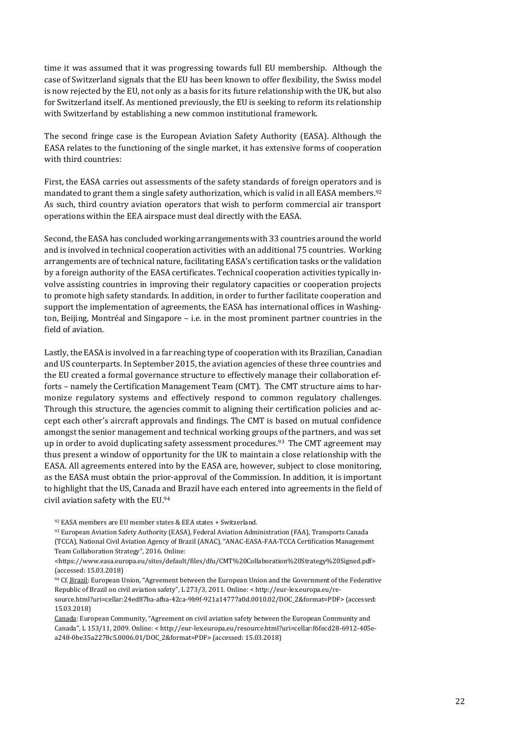time it was assumed that it was progressing towards full EU membership. Although the case of Switzerland signals that the EU has been known to offer flexibility, the Swiss model is now rejected by the EU, not only as a basis for its future relationship with the UK, but also for Switzerland itself. As mentioned previously, the EU is seeking to reform its relationship with Switzerland by establishing a new common institutional framework.

The second fringe case is the European Aviation Safety Authority (EASA). Although the EASA relates to the functioning of the single market, it has extensive forms of cooperation with third countries:

First, the EASA carries out assessments of the safety standards of foreign operators and is mandated to grant them a single safety authorization, which is valid in all EASA members.[92] As such, third country aviation operators that wish to perform commercial air transport operations within the EEA airspace must deal directly with the EASA.

Second, the EASA has concluded working arrangements with 33 countries around the world and is involved in technical cooperation activities with an additional 75 countries. Working arrangements are of technical nature, facilitating EASA's certification tasks or the validation by a foreign authority of the EASA certificates. Technical cooperation activities typically involve assisting countries in improving their regulatory capacities or cooperation projects to promote high safety standards. In addition, in order to further facilitate cooperation and support the implementation of agreements, the EASA has international offices in Washington, Beijing, Montréal and Singapore – i.e. in the most prominent partner countries in the field of aviation.

Lastly, the EASA is involved in a far reaching type of cooperation with its Brazilian, Canadian and US counterparts. In September 2015, the aviation agencies of these three countries and the EU created a formal governance structure to effectively manage their collaboration efforts – namely the Certification Management Team (CMT). The CMT structure aims to harmonize regulatory systems and effectively respond to common regulatory challenges. Through this structure, the agencies commit to aligning their certification policies and accept each other's aircraft approvals and findings. The CMT is based on mutual confidence amongst the senior management and technical working groups of the partners, and was set up in order to avoid duplicating safety assessment procedures.[93] The CMT agreement may thus present a window of opportunity for the UK to maintain a close relationship with the EASA. All agreements entered into by the EASA are, however, subject to close monitoring, as the EASA must obtain the prior-approval of the Commission. In addition, it is important to highlight that the US, Canada and Brazil have each entered into agreements in the field of civil aviation safety with the EU.[94]

[92] EASA members are EU member states & EEA states + Switzerland.

[93] European Aviation Safety Authority (EASA), Federal Aviation Administration (FAA), Transports Canada (TCCA), National Civil Aviation Agency of Brazil (ANAC), "ANAC-EASA-FAA-TCCA Certification Management Team Collaboration Strategy", 2016. Online: <https://www.easa.europa.eu/sites/default/files/dfu/CMT%20Collaboration%20Strategy%20Signed.pdf> (accessed: 15.03.2018)

[94] Cf. Brazil: European Union, "Agreement between the European Union and the Government of the Federative Republic of Brazil on civil aviation safety", L 273/3, 2011. Online: < http://eur-lex.europa.eu/resource.html?uri=cellar:24ed87ba-afba-42ca-9b9f-921a14777a0d.0010.02/DOC_2&format=PDF> (accessed: 15.03.2018)

Canada: European Community, "Agreement on civil aviation safety between the European Community and Canada", L 153/11, 2009. Online: < http://eur-lex.europa.eu/resource.html?uri=cellar:f6fecd28-6912-405e-a248-0be35a2278c5.0006.01/DOC_2&format=PDF> (accessed: 15.03.2018)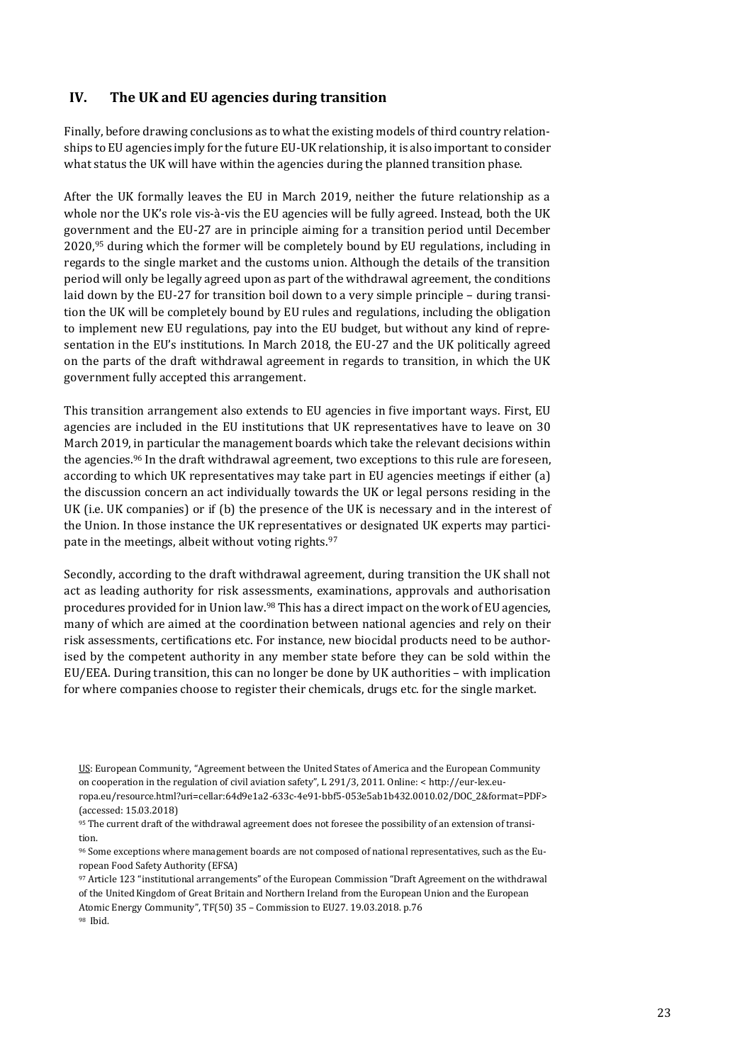## IV. The UK and EU agencies during transition

Finally, before drawing conclusions as to what the existing models of third country relationships to EU agencies imply for the future EU-UK relationship, it is also important to consider what status the UK will have within the agencies during the planned transition phase.

After the UK formally leaves the EU in March 2019, neither the future relationship as a whole nor the UK's role vis-à-vis the EU agencies will be fully agreed. Instead, both the UK government and the EU-27 are in principle aiming for a transition period until December 2020,[95] during which the former will be completely bound by EU regulations, including in regards to the single market and the customs union. Although the details of the transition period will only be legally agreed upon as part of the withdrawal agreement, the conditions laid down by the EU-27 for transition boil down to a very simple principle – during transition the UK will be completely bound by EU rules and regulations, including the obligation to implement new EU regulations, pay into the EU budget, but without any kind of representation in the EU's institutions. In March 2018, the EU-27 and the UK politically agreed on the parts of the draft withdrawal agreement in regards to transition, in which the UK government fully accepted this arrangement.

This transition arrangement also extends to EU agencies in five important ways. First, EU agencies are included in the EU institutions that UK representatives have to leave on 30 March 2019, in particular the management boards which take the relevant decisions within the agencies.[96] In the draft withdrawal agreement, two exceptions to this rule are foreseen, according to which UK representatives may take part in EU agencies meetings if either (a) the discussion concern an act individually towards the UK or legal persons residing in the UK (i.e. UK companies) or if (b) the presence of the UK is necessary and in the interest of the Union. In those instance the UK representatives or designated UK experts may participate in the meetings, albeit without voting rights.[97]

Secondly, according to the draft withdrawal agreement, during transition the UK shall not act as leading authority for risk assessments, examinations, approvals and authorisation procedures provided for in Union law.[98] This has a direct impact on the work of EU agencies, many of which are aimed at the coordination between national agencies and rely on their risk assessments, certifications etc. For instance, new biocidal products need to be authorised by the competent authority in any member state before they can be sold within the EU/EEA. During transition, this can no longer be done by UK authorities – with implication for where companies choose to register their chemicals, drugs etc. for the single market.

US: European Community, "Agreement between the United States of America and the European Community on cooperation in the regulation of civil aviation safety", L 291/3, 2011. Online: < http://eur-lex.europa.eu/resource.html?uri=cellar:64d9e1a2-633c-4e91-bbf5-053e5ab1b432.0010.02/DOC_2&format=PDF> (accessed: 15.03.2018)

[95] The current draft of the withdrawal agreement does not foresee the possibility of an extension of transition.

[96] Some exceptions where management boards are not composed of national representatives, such as the European Food Safety Authority (EFSA)

[97] Article 123 "institutional arrangements" of the European Commission "Draft Agreement on the withdrawal of the United Kingdom of Great Britain and Northern Ireland from the European Union and the European Atomic Energy Community", TF(50) 35 – Commission to EU27. 19.03.2018. p.76

[98] Ibid.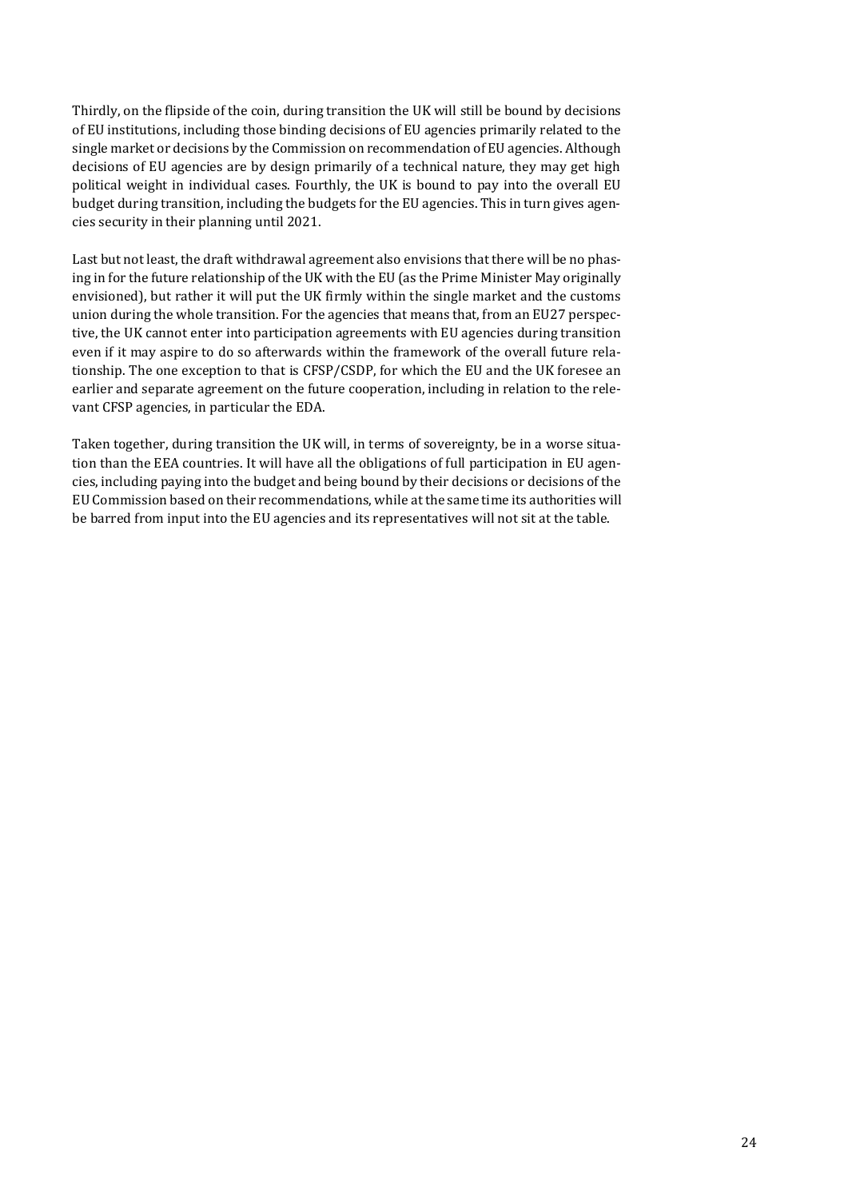Thirdly, on the flipside of the coin, during transition the UK will still be bound by decisions of EU institutions, including those binding decisions of EU agencies primarily related to the single market or decisions by the Commission on recommendation of EU agencies. Although decisions of EU agencies are by design primarily of a technical nature, they may get high political weight in individual cases. Fourthly, the UK is bound to pay into the overall EU budget during transition, including the budgets for the EU agencies. This in turn gives agencies security in their planning until 2021.

Last but not least, the draft withdrawal agreement also envisions that there will be no phasing in for the future relationship of the UK with the EU (as the Prime Minister May originally envisioned), but rather it will put the UK firmly within the single market and the customs union during the whole transition. For the agencies that means that, from an EU27 perspective, the UK cannot enter into participation agreements with EU agencies during transition even if it may aspire to do so afterwards within the framework of the overall future relationship. The one exception to that is CFSP/CSDP, for which the EU and the UK foresee an earlier and separate agreement on the future cooperation, including in relation to the relevant CFSP agencies, in particular the EDA.

Taken together, during transition the UK will, in terms of sovereignty, be in a worse situation than the EEA countries. It will have all the obligations of full participation in EU agencies, including paying into the budget and being bound by their decisions or decisions of the EU Commission based on their recommendations, while at the same time its authorities will be barred from input into the EU agencies and its representatives will not sit at the table.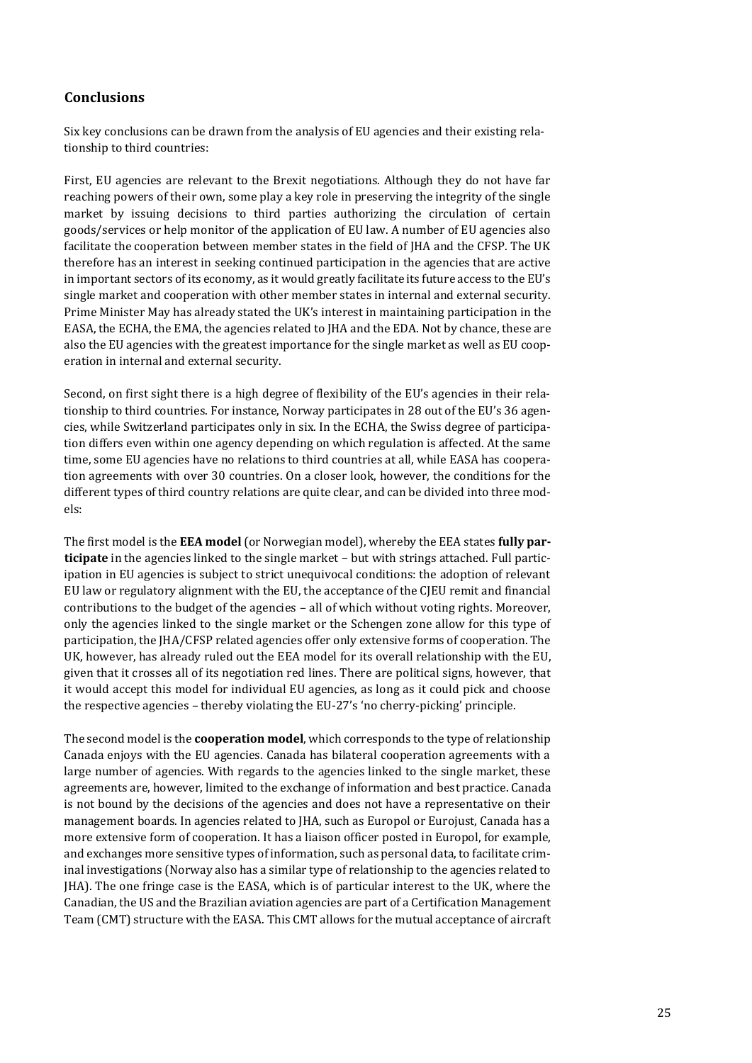## Conclusions

Six key conclusions can be drawn from the analysis of EU agencies and their existing relationship to third countries:

First, EU agencies are relevant to the Brexit negotiations. Although they do not have far reaching powers of their own, some play a key role in preserving the integrity of the single market by issuing decisions to third parties authorizing the circulation of certain goods/services or help monitor of the application of EU law. A number of EU agencies also facilitate the cooperation between member states in the field of JHA and the CFSP. The UK therefore has an interest in seeking continued participation in the agencies that are active in important sectors of its economy, as it would greatly facilitate its future access to the EU's single market and cooperation with other member states in internal and external security. Prime Minister May has already stated the UK's interest in maintaining participation in the EASA, the ECHA, the EMA, the agencies related to JHA and the EDA. Not by chance, these are also the EU agencies with the greatest importance for the single market as well as EU cooperation in internal and external security.

Second, on first sight there is a high degree of flexibility of the EU's agencies in their relationship to third countries. For instance, Norway participates in 28 out of the EU's 36 agencies, while Switzerland participates only in six. In the ECHA, the Swiss degree of participation differs even within one agency depending on which regulation is affected. At the same time, some EU agencies have no relations to third countries at all, while EASA has cooperation agreements with over 30 countries. On a closer look, however, the conditions for the different types of third country relations are quite clear, and can be divided into three models:

The first model is the **EEA model** (or Norwegian model), whereby the EEA states **fully participate** in the agencies linked to the single market – but with strings attached. Full participation in EU agencies is subject to strict unequivocal conditions: the adoption of relevant EU law or regulatory alignment with the EU, the acceptance of the CJEU remit and financial contributions to the budget of the agencies – all of which without voting rights. Moreover, only the agencies linked to the single market or the Schengen zone allow for this type of participation, the JHA/CFSP related agencies offer only extensive forms of cooperation. The UK, however, has already ruled out the EEA model for its overall relationship with the EU, given that it crosses all of its negotiation red lines. There are political signs, however, that it would accept this model for individual EU agencies, as long as it could pick and choose the respective agencies – thereby violating the EU-27's 'no cherry-picking' principle.

The second model is the **cooperation model**, which corresponds to the type of relationship Canada enjoys with the EU agencies. Canada has bilateral cooperation agreements with a large number of agencies. With regards to the agencies linked to the single market, these agreements are, however, limited to the exchange of information and best practice. Canada is not bound by the decisions of the agencies and does not have a representative on their management boards. In agencies related to JHA, such as Europol or Eurojust, Canada has a more extensive form of cooperation. It has a liaison officer posted in Europol, for example, and exchanges more sensitive types of information, such as personal data, to facilitate criminal investigations (Norway also has a similar type of relationship to the agencies related to JHA). The one fringe case is the EASA, which is of particular interest to the UK, where the Canadian, the US and the Brazilian aviation agencies are part of a Certification Management Team (CMT) structure with the EASA. This CMT allows for the mutual acceptance of aircraft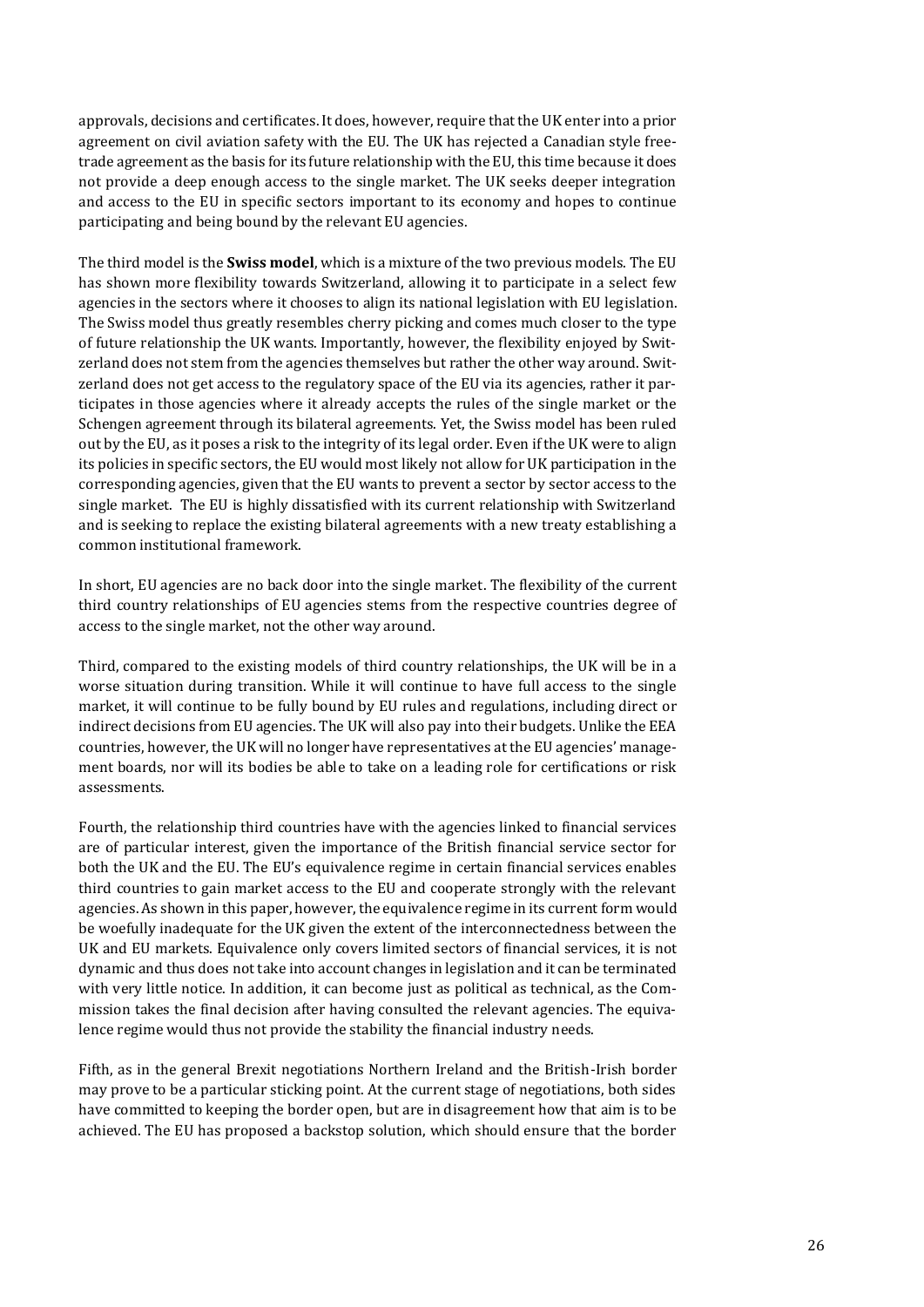approvals, decisions and certificates. It does, however, require that the UK enter into a prior agreement on civil aviation safety with the EU. The UK has rejected a Canadian style free-trade agreement as the basis for its future relationship with the EU, this time because it does not provide a deep enough access to the single market. The UK seeks deeper integration and access to the EU in specific sectors important to its economy and hopes to continue participating and being bound by the relevant EU agencies.

The third model is the **Swiss model**, which is a mixture of the two previous models. The EU has shown more flexibility towards Switzerland, allowing it to participate in a select few agencies in the sectors where it chooses to align its national legislation with EU legislation. The Swiss model thus greatly resembles cherry picking and comes much closer to the type of future relationship the UK wants. Importantly, however, the flexibility enjoyed by Switzerland does not stem from the agencies themselves but rather the other way around. Switzerland does not get access to the regulatory space of the EU via its agencies, rather it participates in those agencies where it already accepts the rules of the single market or the Schengen agreement through its bilateral agreements. Yet, the Swiss model has been ruled out by the EU, as it poses a risk to the integrity of its legal order. Even if the UK were to align its policies in specific sectors, the EU would most likely not allow for UK participation in the corresponding agencies, given that the EU wants to prevent a sector by sector access to the single market. The EU is highly dissatisfied with its current relationship with Switzerland and is seeking to replace the existing bilateral agreements with a new treaty establishing a common institutional framework.

In short, EU agencies are no back door into the single market. The flexibility of the current third country relationships of EU agencies stems from the respective countries degree of access to the single market, not the other way around.

Third, compared to the existing models of third country relationships, the UK will be in a worse situation during transition. While it will continue to have full access to the single market, it will continue to be fully bound by EU rules and regulations, including direct or indirect decisions from EU agencies. The UK will also pay into their budgets. Unlike the EEA countries, however, the UK will no longer have representatives at the EU agencies' management boards, nor will its bodies be able to take on a leading role for certifications or risk assessments.

Fourth, the relationship third countries have with the agencies linked to financial services are of particular interest, given the importance of the British financial service sector for both the UK and the EU. The EU's equivalence regime in certain financial services enables third countries to gain market access to the EU and cooperate strongly with the relevant agencies. As shown in this paper, however, the equivalence regime in its current form would be woefully inadequate for the UK given the extent of the interconnectedness between the UK and EU markets. Equivalence only covers limited sectors of financial services, it is not dynamic and thus does not take into account changes in legislation and it can be terminated with very little notice. In addition, it can become just as political as technical, as the Commission takes the final decision after having consulted the relevant agencies. The equivalence regime would thus not provide the stability the financial industry needs.

Fifth, as in the general Brexit negotiations Northern Ireland and the British-Irish border may prove to be a particular sticking point. At the current stage of negotiations, both sides have committed to keeping the border open, but are in disagreement how that aim is to be achieved. The EU has proposed a backstop solution, which should ensure that the border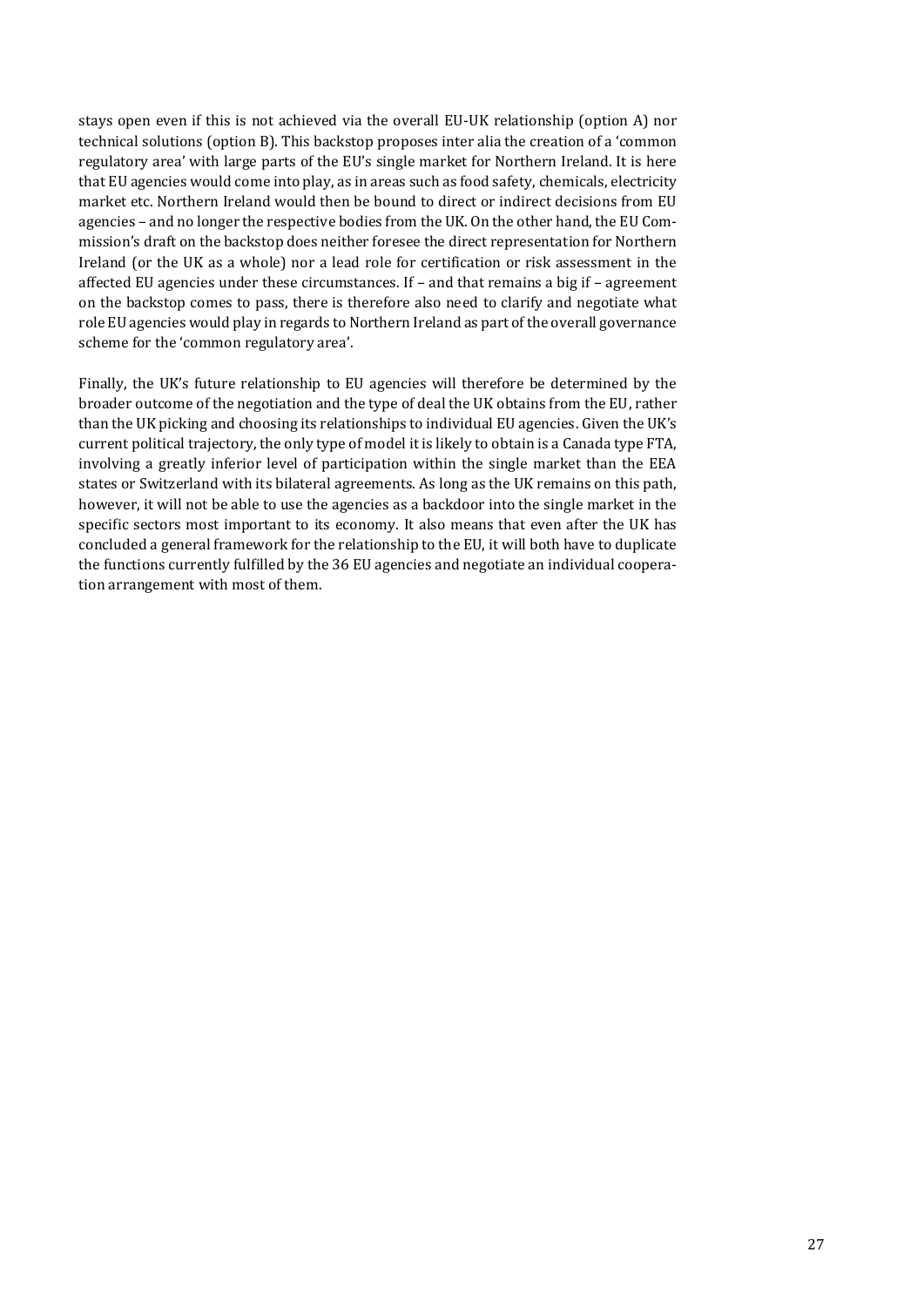stays open even if this is not achieved via the overall EU-UK relationship (option A) nor technical solutions (option B). This backstop proposes inter alia the creation of a 'common regulatory area' with large parts of the EU's single market for Northern Ireland. It is here that EU agencies would come into play, as in areas such as food safety, chemicals, electricity market etc. Northern Ireland would then be bound to direct or indirect decisions from EU agencies – and no longer the respective bodies from the UK. On the other hand, the EU Commission's draft on the backstop does neither foresee the direct representation for Northern Ireland (or the UK as a whole) nor a lead role for certification or risk assessment in the affected EU agencies under these circumstances. If – and that remains a big if – agreement on the backstop comes to pass, there is therefore also need to clarify and negotiate what role EU agencies would play in regards to Northern Ireland as part of the overall governance scheme for the 'common regulatory area'.

Finally, the UK's future relationship to EU agencies will therefore be determined by the broader outcome of the negotiation and the type of deal the UK obtains from the EU, rather than the UK picking and choosing its relationships to individual EU agencies. Given the UK's current political trajectory, the only type of model it is likely to obtain is a Canada type FTA, involving a greatly inferior level of participation within the single market than the EEA states or Switzerland with its bilateral agreements. As long as the UK remains on this path, however, it will not be able to use the agencies as a backdoor into the single market in the specific sectors most important to its economy. It also means that even after the UK has concluded a general framework for the relationship to the EU, it will both have to duplicate the functions currently fulfilled by the 36 EU agencies and negotiate an individual cooperation arrangement with most of them.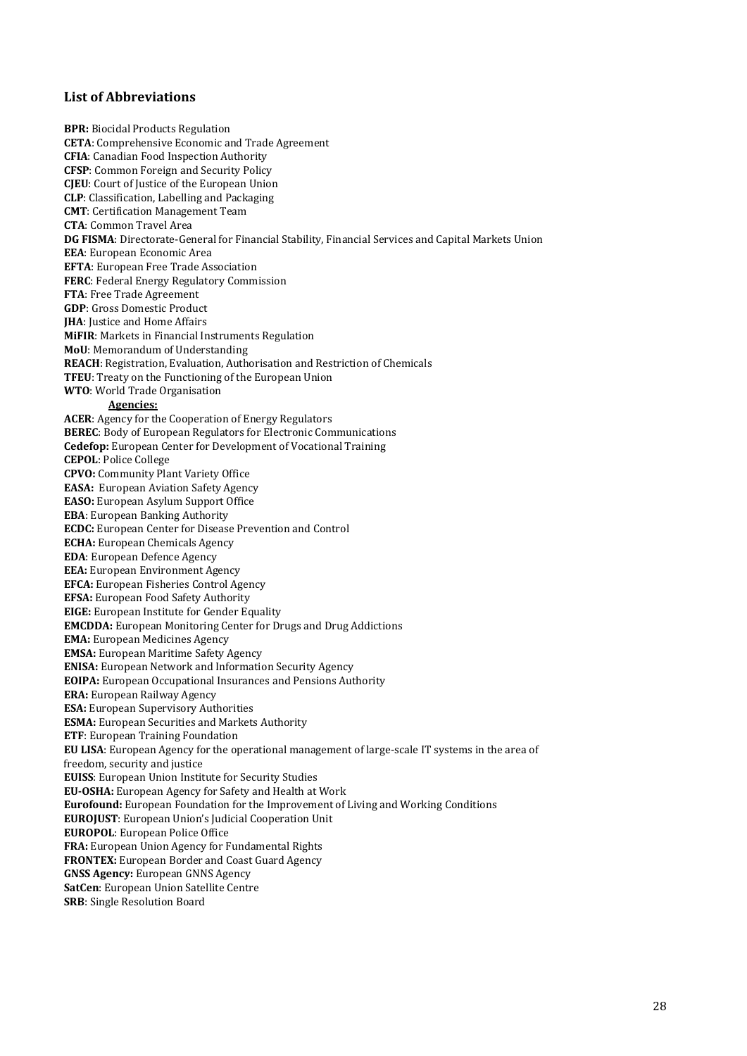## List of Abbreviations

**BPR:** Biocidal Products Regulation
**CETA**: Comprehensive Economic and Trade Agreement
**CFIA**: Canadian Food Inspection Authority
**CFSP**: Common Foreign and Security Policy
**CJEU**: Court of Justice of the European Union
**CLP**: Classification, Labelling and Packaging
**CMT**: Certification Management Team
**CTA**: Common Travel Area
**DG FISMA**: Directorate-General for Financial Stability, Financial Services and Capital Markets Union
**EEA**: European Economic Area
**EFTA**: European Free Trade Association
**FERC**: Federal Energy Regulatory Commission
**FTA**: Free Trade Agreement
**GDP**: Gross Domestic Product
**JHA**: Justice and Home Affairs
**MiFIR**: Markets in Financial Instruments Regulation
**MoU**: Memorandum of Understanding
**REACH**: Registration, Evaluation, Authorisation and Restriction of Chemicals
**TFEU**: Treaty on the Functioning of the European Union
**WTO**: World Trade Organisation

**Agencies:**

**ACER**: Agency for the Cooperation of Energy Regulators
**BEREC**: Body of European Regulators for Electronic Communications
**Cedefop:** European Center for Development of Vocational Training
**CEPOL**: Police College
**CPVO:** Community Plant Variety Office
**EASA:** European Aviation Safety Agency
**EASO:** European Asylum Support Office
**EBA**: European Banking Authority
**ECDC:** European Center for Disease Prevention and Control
**ECHA:** European Chemicals Agency
**EDA**: European Defence Agency
**EEA:** European Environment Agency
**EFCA:** European Fisheries Control Agency
**EFSA:** European Food Safety Authority
**EIGE:** European Institute for Gender Equality
**EMCDDA:** European Monitoring Center for Drugs and Drug Addictions
**EMA:** European Medicines Agency
**EMSA:** European Maritime Safety Agency
**ENISA:** European Network and Information Security Agency
**EOIPA:** European Occupational Insurances and Pensions Authority
**ERA:** European Railway Agency
**ESA:** European Supervisory Authorities
**ESMA:** European Securities and Markets Authority
**ETF**: European Training Foundation
**EU LISA**: European Agency for the operational management of large-scale IT systems in the area of freedom, security and justice
**EUISS**: European Union Institute for Security Studies
**EU-OSHA:** European Agency for Safety and Health at Work
**Eurofound:** European Foundation for the Improvement of Living and Working Conditions
**EUROJUST**: European Union's Judicial Cooperation Unit
**EUROPOL**: European Police Office
**FRA:** European Union Agency for Fundamental Rights
**FRONTEX:** European Border and Coast Guard Agency
**GNSS Agency:** European GNNS Agency
**SatCen**: European Union Satellite Centre
**SRB**: Single Resolution Board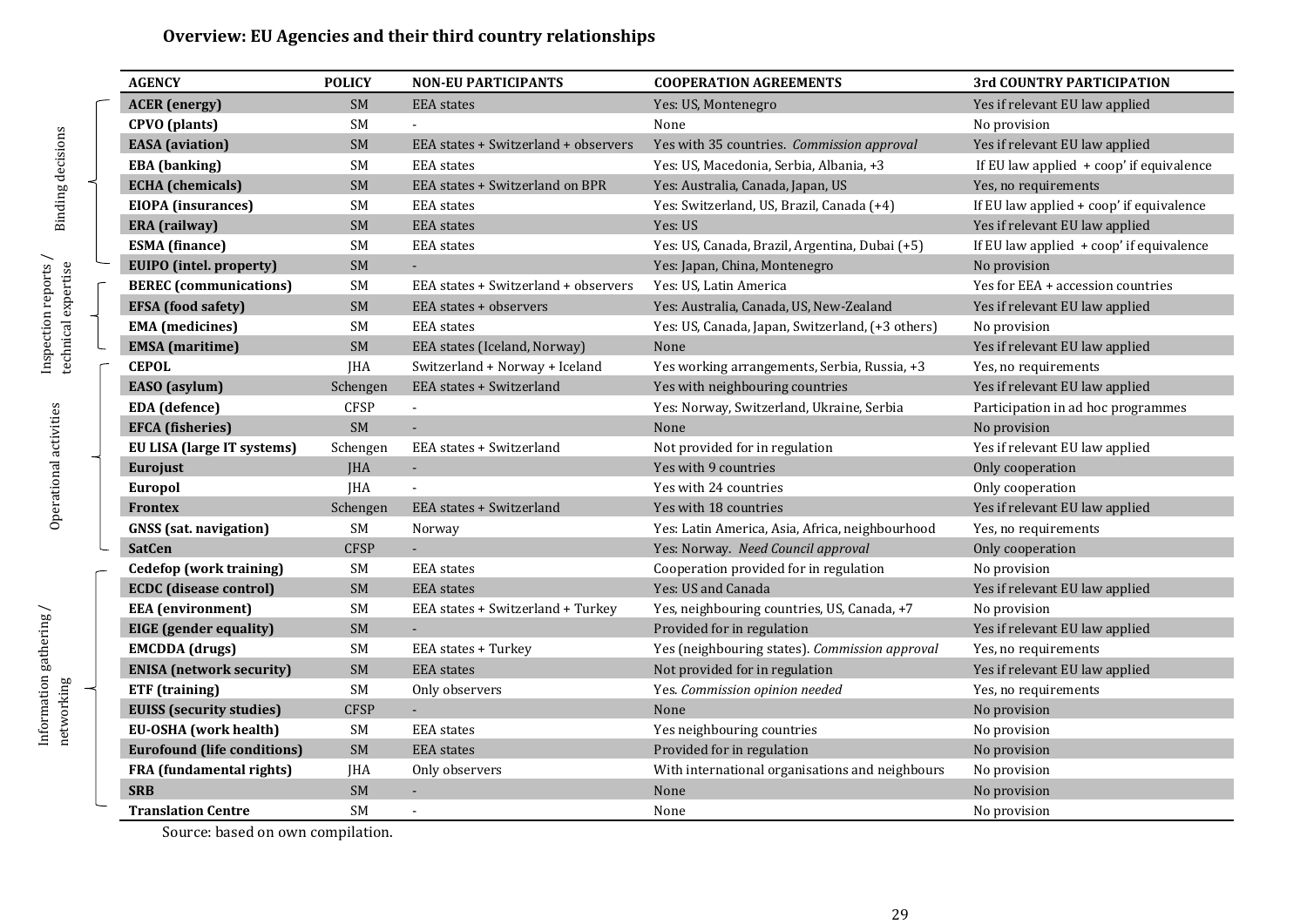## Overview: EU Agencies and their third country relationships

| | AGENCY | POLICY | NON-EU PARTICIPANTS | COOPERATION AGREEMENTS | 3rd COUNTRY PARTICIPATION |
|---|---|---|---|---|---|
| Binding decisions | **ACER (energy)** | SM | EEA states | Yes: US, Montenegro | Yes if relevant EU law applied |
| | **CPVO (plants)** | SM | - | None | No provision |
| | **EASA (aviation)** | SM | EEA states + Switzerland + observers | Yes with 35 countries. *Commission approval* | Yes if relevant EU law applied |
| | **EBA (banking)** | SM | EEA states | Yes: US, Macedonia, Serbia, Albania, +3 | If EU law applied + coop' if equivalence |
| | **ECHA (chemicals)** | SM | EEA states + Switzerland on BPR | Yes: Australia, Canada, Japan, US | Yes, no requirements |
| | **EIOPA (insurances)** | SM | EEA states | Yes: Switzerland, US, Brazil, Canada (+4) | If EU law applied + coop' if equivalence |
| | **ERA (railway)** | SM | EEA states | Yes: US | Yes if relevant EU law applied |
| | **ESMA (finance)** | SM | EEA states | Yes: US, Canada, Brazil, Argentina, Dubai (+5) | If EU law applied + coop' if equivalence |
| | **EUIPO (intel. property)** | SM | - | Yes: Japan, China, Montenegro | No provision |
| Inspection reports / technical expertise | **BEREC (communications)** | SM | EEA states + Switzerland + observers | Yes: US, Latin America | Yes for EEA + accession countries |
| | **EFSA (food safety)** | SM | EEA states + observers | Yes: Australia, Canada, US, New-Zealand | Yes if relevant EU law applied |
| | **EMA (medicines)** | SM | EEA states | Yes: US, Canada, Japan, Switzerland, (+3 others) | No provision |
| | **EMSA (maritime)** | SM | EEA states (Iceland, Norway) | None | Yes if relevant EU law applied |
| Operational activities | **CEPOL** | JHA | Switzerland + Norway + Iceland | Yes working arrangements, Serbia, Russia, +3 | Yes, no requirements |
| | **EASO (asylum)** | Schengen | EEA states + Switzerland | Yes with neighbouring countries | Yes if relevant EU law applied |
| | **EDA (defence)** | CFSP | - | Yes: Norway, Switzerland, Ukraine, Serbia | Participation in ad hoc programmes |
| | **EFCA (fisheries)** | SM | - | None | No provision |
| | **EU LISA (large IT systems)** | Schengen | EEA states + Switzerland | Not provided for in regulation | Yes if relevant EU law applied |
| | **Eurojust** | JHA | - | Yes with 9 countries | Only cooperation |
| | **Europol** | JHA | - | Yes with 24 countries | Only cooperation |
| | **Frontex** | Schengen | EEA states + Switzerland | Yes with 18 countries | Yes if relevant EU law applied |
| | **GNSS (sat. navigation)** | SM | Norway | Yes: Latin America, Asia, Africa, neighbourhood | Yes, no requirements |
| | **SatCen** | CFSP | - | Yes: Norway. *Need Council approval* | Only cooperation |
| Information gathering / networking | **Cedefop (work training)** | SM | EEA states | Cooperation provided for in regulation | No provision |
| | **ECDC (disease control)** | SM | EEA states | Yes: US and Canada | Yes if relevant EU law applied |
| | **EEA (environment)** | SM | EEA states + Switzerland + Turkey | Yes, neighbouring countries, US, Canada, +7 | No provision |
| | **EIGE (gender equality)** | SM | - | Provided for in regulation | Yes if relevant EU law applied |
| | **EMCDDA (drugs)** | SM | EEA states + Turkey | Yes (neighbouring states). *Commission approval* | Yes, no requirements |
| | **ENISA (network security)** | SM | EEA states | Not provided for in regulation | Yes if relevant EU law applied |
| | **ETF (training)** | SM | Only observers | Yes. *Commission opinion needed* | Yes, no requirements |
| | **EUISS (security studies)** | CFSP | - | None | No provision |
| | **EU-OSHA (work health)** | SM | EEA states | Yes neighbouring countries | No provision |
| | **Eurofound (life conditions)** | SM | EEA states | Provided for in regulation | No provision |
| | **FRA (fundamental rights)** | JHA | Only observers | With international organisations and neighbours | No provision |
| | **SRB** | SM | - | None | No provision |
| | **Translation Centre** | SM | - | None | No provision |

Source: based on own compilation.